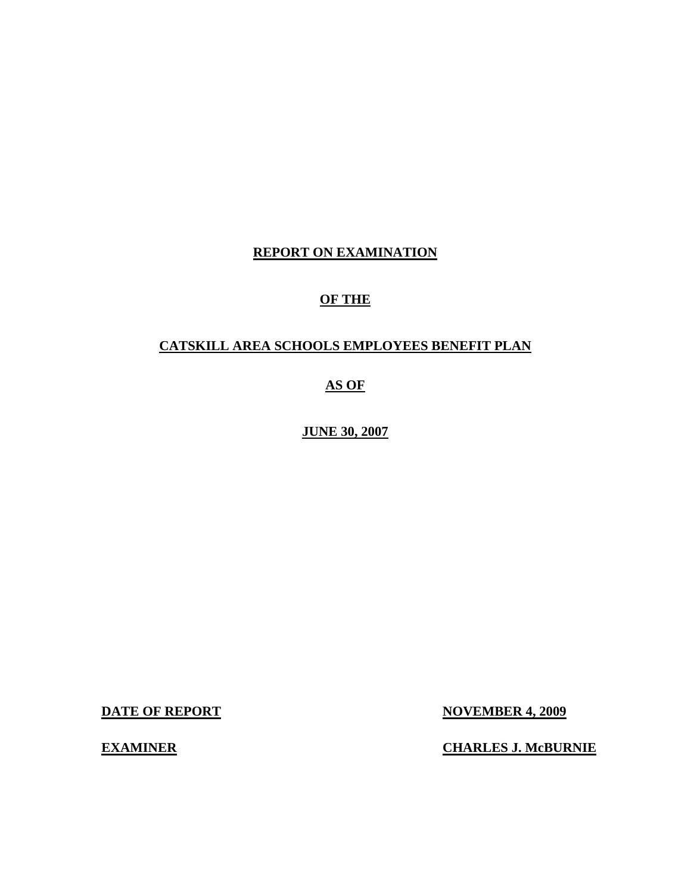**REPORT ON EXAMINATION**

**OF THE**

**CATSKILL AREA SCHOOLS EMPLOYEES BENEFIT PLAN**

**AS OF**

**JUNE 30, 2007**

| | |
|---|---|
| **DATE OF REPORT** | **NOVEMBER 4, 2009** |
| **EXAMINER** | **CHARLES J. McBURNIE** |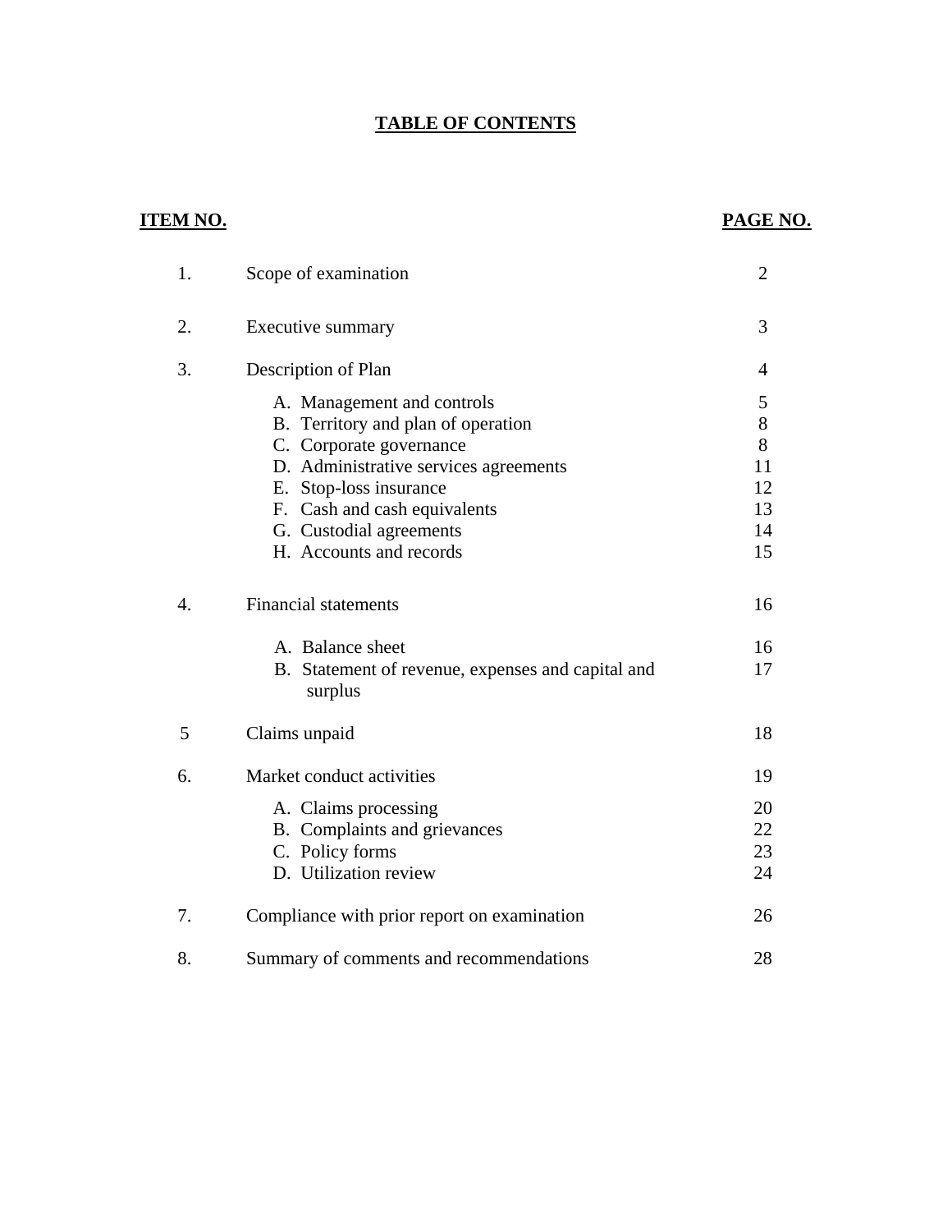# TABLE OF CONTENTS

| ITEM NO. | | PAGE NO. |
|---|---|---|
| 1. | Scope of examination | 2 |
| 2. | Executive summary | 3 |
| 3. | Description of Plan | 4 |
| | A. Management and controls | 5 |
| | B. Territory and plan of operation | 8 |
| | C. Corporate governance | 8 |
| | D. Administrative services agreements | 11 |
| | E. Stop-loss insurance | 12 |
| | F. Cash and cash equivalents | 13 |
| | G. Custodial agreements | 14 |
| | H. Accounts and records | 15 |
| 4. | Financial statements | 16 |
| | A. Balance sheet | 16 |
| | B. Statement of revenue, expenses and capital and surplus | 17 |
| 5 | Claims unpaid | 18 |
| 6. | Market conduct activities | 19 |
| | A. Claims processing | 20 |
| | B. Complaints and grievances | 22 |
| | C. Policy forms | 23 |
| | D. Utilization review | 24 |
| 7. | Compliance with prior report on examination | 26 |
| 8. | Summary of comments and recommendations | 28 |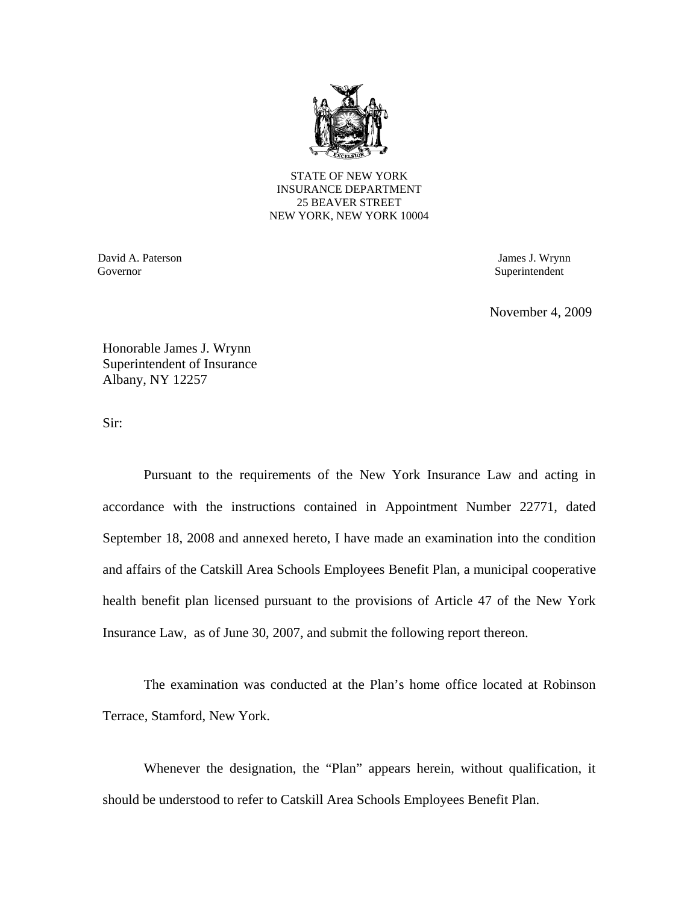STATE OF NEW YORK
INSURANCE DEPARTMENT
25 BEAVER STREET
NEW YORK, NEW YORK 10004

David A. Paterson
Governor

James J. Wrynn
Superintendent

November 4, 2009

Honorable James J. Wrynn
Superintendent of Insurance
Albany, NY 12257

Sir:

Pursuant to the requirements of the New York Insurance Law and acting in accordance with the instructions contained in Appointment Number 22771, dated September 18, 2008 and annexed hereto, I have made an examination into the condition and affairs of the Catskill Area Schools Employees Benefit Plan, a municipal cooperative health benefit plan licensed pursuant to the provisions of Article 47 of the New York Insurance Law, as of June 30, 2007, and submit the following report thereon.

The examination was conducted at the Plan's home office located at Robinson Terrace, Stamford, New York.

Whenever the designation, the "Plan" appears herein, without qualification, it should be understood to refer to Catskill Area Schools Employees Benefit Plan.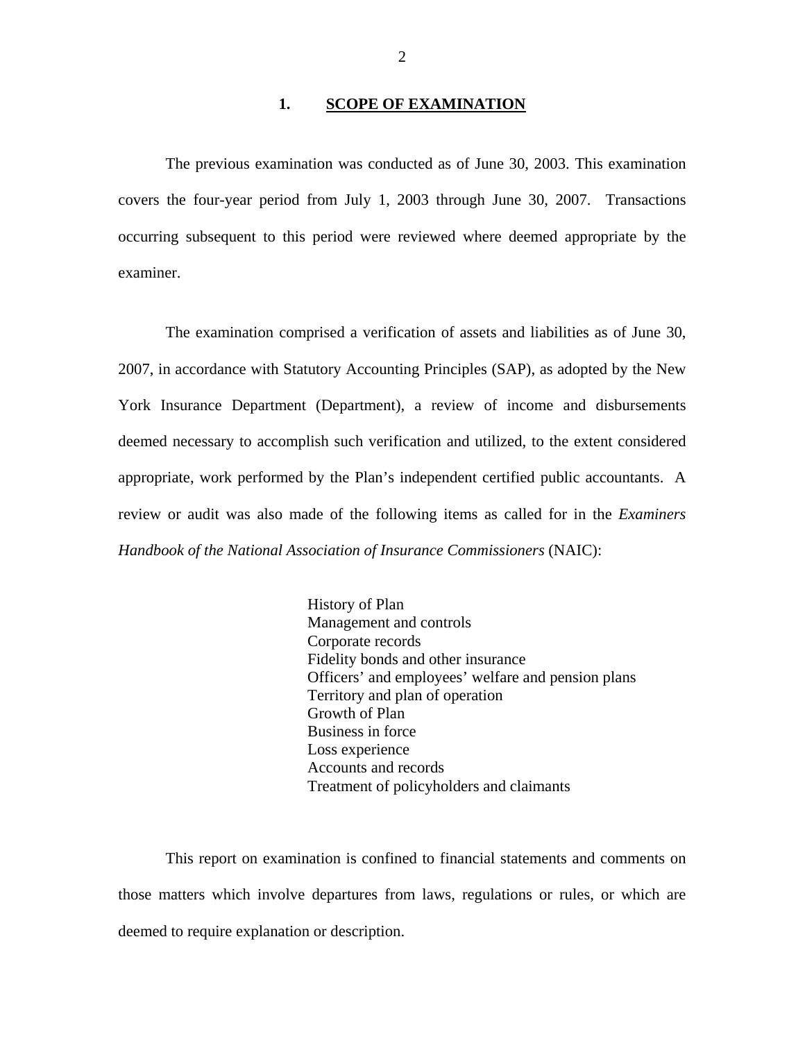## 1. SCOPE OF EXAMINATION

The previous examination was conducted as of June 30, 2003. This examination covers the four-year period from July 1, 2003 through June 30, 2007. Transactions occurring subsequent to this period were reviewed where deemed appropriate by the examiner.

The examination comprised a verification of assets and liabilities as of June 30, 2007, in accordance with Statutory Accounting Principles (SAP), as adopted by the New York Insurance Department (Department), a review of income and disbursements deemed necessary to accomplish such verification and utilized, to the extent considered appropriate, work performed by the Plan's independent certified public accountants. A review or audit was also made of the following items as called for in the *Examiners Handbook of the National Association of Insurance Commissioners* (NAIC):

- History of Plan
- Management and controls
- Corporate records
- Fidelity bonds and other insurance
- Officers' and employees' welfare and pension plans
- Territory and plan of operation
- Growth of Plan
- Business in force
- Loss experience
- Accounts and records
- Treatment of policyholders and claimants

This report on examination is confined to financial statements and comments on those matters which involve departures from laws, regulations or rules, or which are deemed to require explanation or description.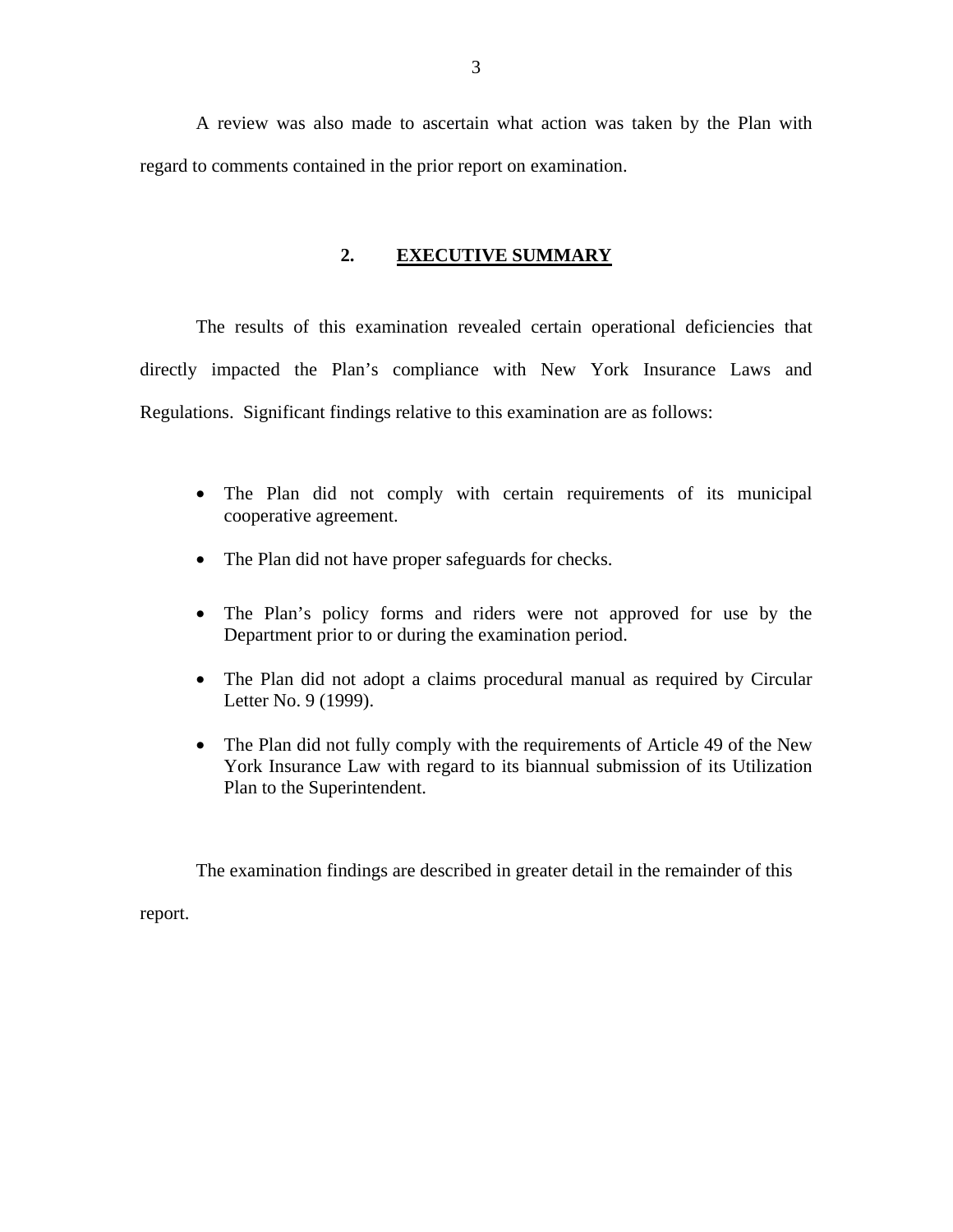A review was also made to ascertain what action was taken by the Plan with regard to comments contained in the prior report on examination.

## 2. EXECUTIVE SUMMARY

The results of this examination revealed certain operational deficiencies that directly impacted the Plan's compliance with New York Insurance Laws and Regulations. Significant findings relative to this examination are as follows:

- The Plan did not comply with certain requirements of its municipal cooperative agreement.
- The Plan did not have proper safeguards for checks.
- The Plan's policy forms and riders were not approved for use by the Department prior to or during the examination period.
- The Plan did not adopt a claims procedural manual as required by Circular Letter No. 9 (1999).
- The Plan did not fully comply with the requirements of Article 49 of the New York Insurance Law with regard to its biannual submission of its Utilization Plan to the Superintendent.

The examination findings are described in greater detail in the remainder of this report.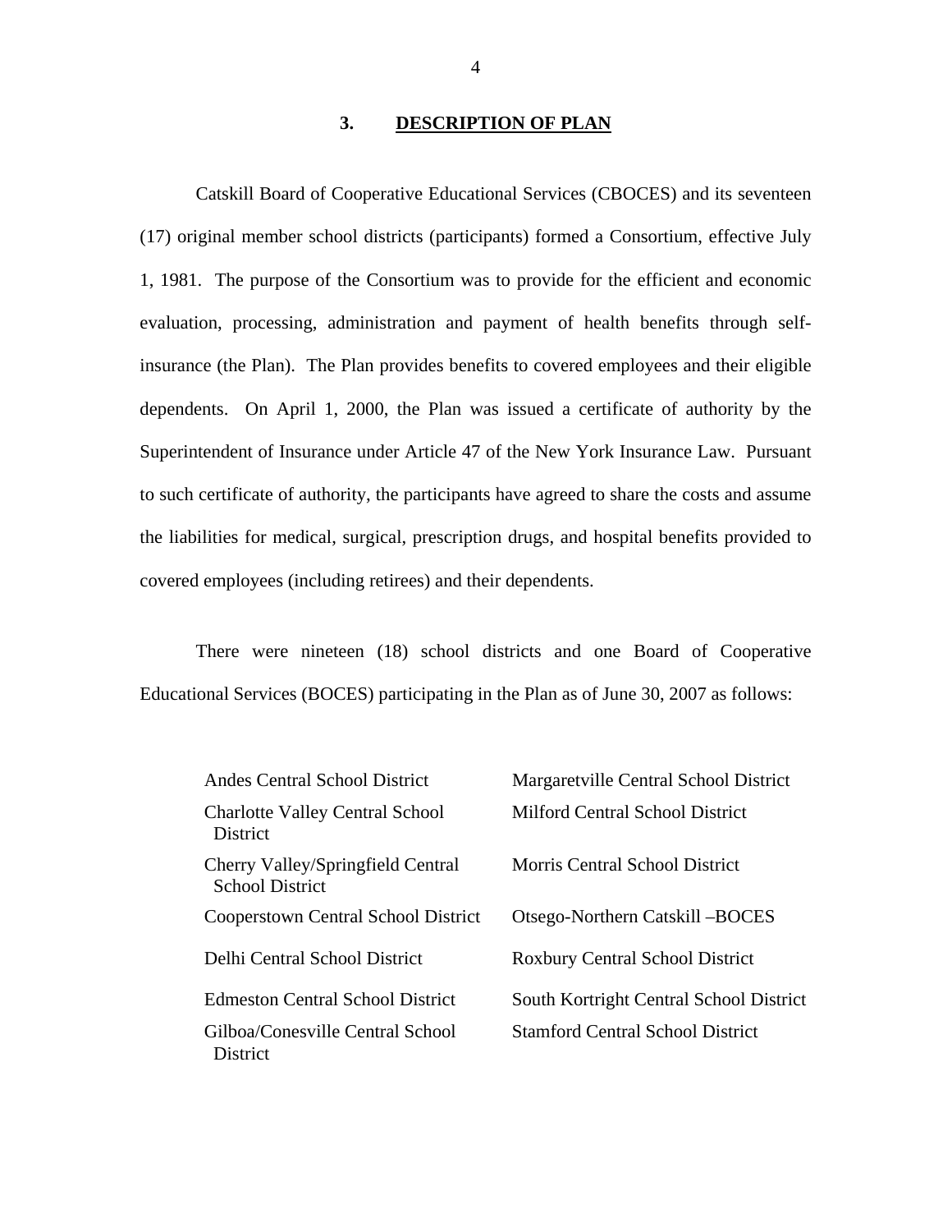## 3. DESCRIPTION OF PLAN

Catskill Board of Cooperative Educational Services (CBOCES) and its seventeen (17) original member school districts (participants) formed a Consortium, effective July 1, 1981. The purpose of the Consortium was to provide for the efficient and economic evaluation, processing, administration and payment of health benefits through self-insurance (the Plan). The Plan provides benefits to covered employees and their eligible dependents. On April 1, 2000, the Plan was issued a certificate of authority by the Superintendent of Insurance under Article 47 of the New York Insurance Law. Pursuant to such certificate of authority, the participants have agreed to share the costs and assume the liabilities for medical, surgical, prescription drugs, and hospital benefits provided to covered employees (including retirees) and their dependents.

There were nineteen (18) school districts and one Board of Cooperative Educational Services (BOCES) participating in the Plan as of June 30, 2007 as follows:

| | |
|---|---|
| Andes Central School District | Margaretville Central School District |
| Charlotte Valley Central School District | Milford Central School District |
| Cherry Valley/Springfield Central School District | Morris Central School District |
| Cooperstown Central School District | Otsego-Northern Catskill –BOCES |
| Delhi Central School District | Roxbury Central School District |
| Edmeston Central School District | South Kortright Central School District |
| Gilboa/Conesville Central School District | Stamford Central School District |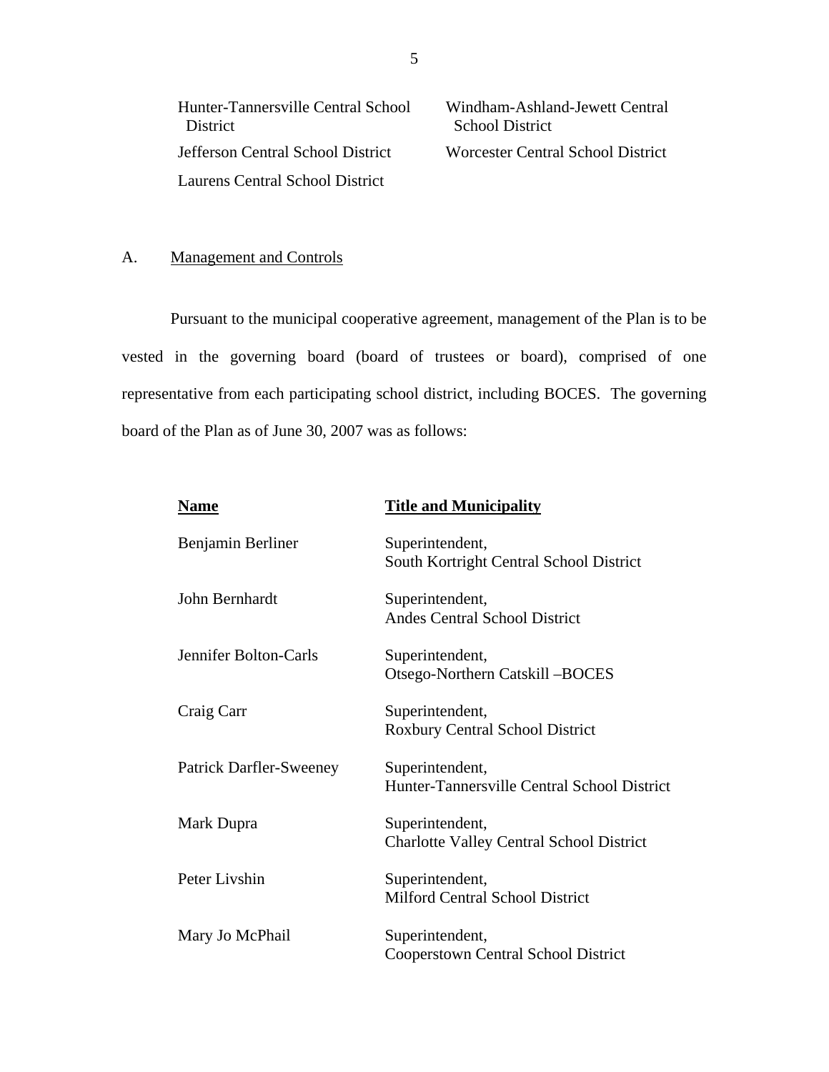| | |
|---|---|
| Hunter-Tannersville Central School District | Windham-Ashland-Jewett Central School District |
| Jefferson Central School District | Worcester Central School District |
| Laurens Central School District | |

A. Management and Controls

Pursuant to the municipal cooperative agreement, management of the Plan is to be vested in the governing board (board of trustees or board), comprised of one representative from each participating school district, including BOCES. The governing board of the Plan as of June 30, 2007 was as follows:

| **Name** | **Title and Municipality** |
|---|---|
| Benjamin Berliner | Superintendent, South Kortright Central School District |
| John Bernhardt | Superintendent, Andes Central School District |
| Jennifer Bolton-Carls | Superintendent, Otsego-Northern Catskill –BOCES |
| Craig Carr | Superintendent, Roxbury Central School District |
| Patrick Darfler-Sweeney | Superintendent, Hunter-Tannersville Central School District |
| Mark Dupra | Superintendent, Charlotte Valley Central School District |
| Peter Livshin | Superintendent, Milford Central School District |
| Mary Jo McPhail | Superintendent, Cooperstown Central School District |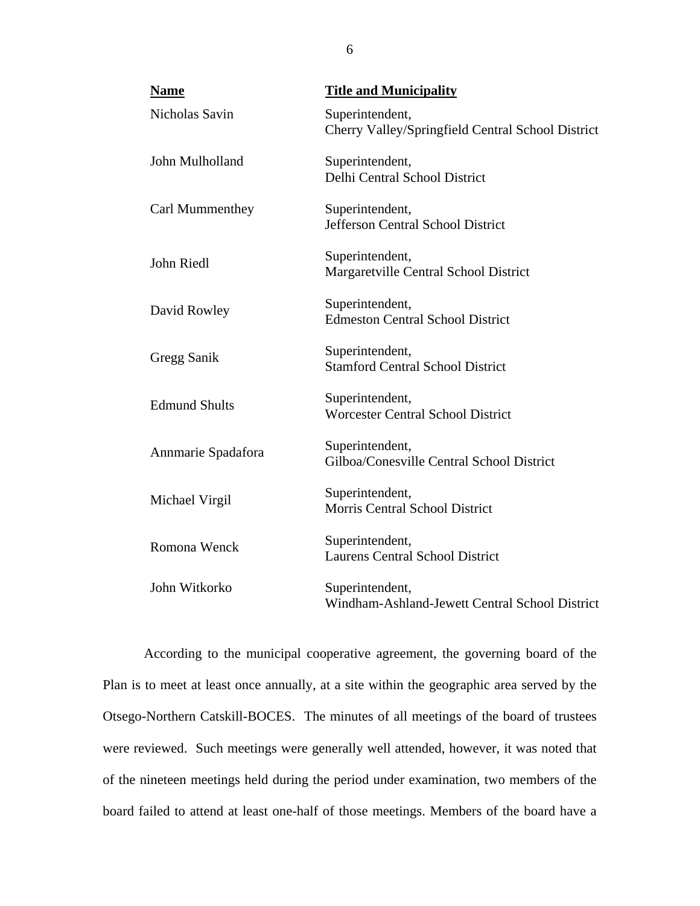| **Name** | **Title and Municipality** |
| --- | --- |
| Nicholas Savin | Superintendent, Cherry Valley/Springfield Central School District |
| John Mulholland | Superintendent, Delhi Central School District |
| Carl Mummenthey | Superintendent, Jefferson Central School District |
| John Riedl | Superintendent, Margaretville Central School District |
| David Rowley | Superintendent, Edmeston Central School District |
| Gregg Sanik | Superintendent, Stamford Central School District |
| Edmund Shults | Superintendent, Worcester Central School District |
| Annmarie Spadafora | Superintendent, Gilboa/Conesville Central School District |
| Michael Virgil | Superintendent, Morris Central School District |
| Romona Wenck | Superintendent, Laurens Central School District |
| John Witkorko | Superintendent, Windham-Ashland-Jewett Central School District |

According to the municipal cooperative agreement, the governing board of the Plan is to meet at least once annually, at a site within the geographic area served by the Otsego-Northern Catskill-BOCES. The minutes of all meetings of the board of trustees were reviewed. Such meetings were generally well attended, however, it was noted that of the nineteen meetings held during the period under examination, two members of the board failed to attend at least one-half of those meetings. Members of the board have a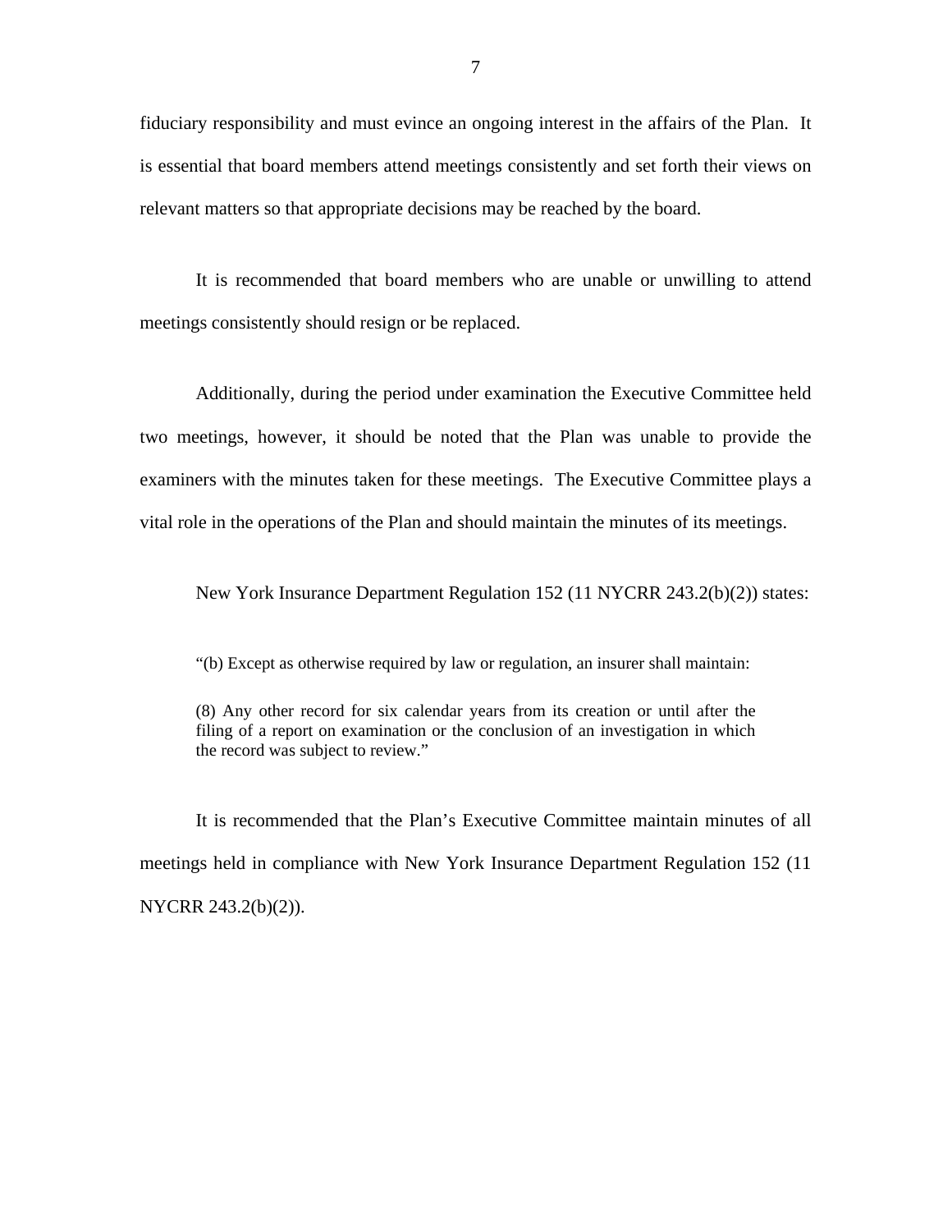fiduciary responsibility and must evince an ongoing interest in the affairs of the Plan. It is essential that board members attend meetings consistently and set forth their views on relevant matters so that appropriate decisions may be reached by the board.

It is recommended that board members who are unable or unwilling to attend meetings consistently should resign or be replaced.

Additionally, during the period under examination the Executive Committee held two meetings, however, it should be noted that the Plan was unable to provide the examiners with the minutes taken for these meetings. The Executive Committee plays a vital role in the operations of the Plan and should maintain the minutes of its meetings.

New York Insurance Department Regulation 152 (11 NYCRR 243.2(b)(2)) states:

> "(b) Except as otherwise required by law or regulation, an insurer shall maintain:
>
> (8) Any other record for six calendar years from its creation or until after the filing of a report on examination or the conclusion of an investigation in which the record was subject to review."

It is recommended that the Plan's Executive Committee maintain minutes of all meetings held in compliance with New York Insurance Department Regulation 152 (11 NYCRR 243.2(b)(2)).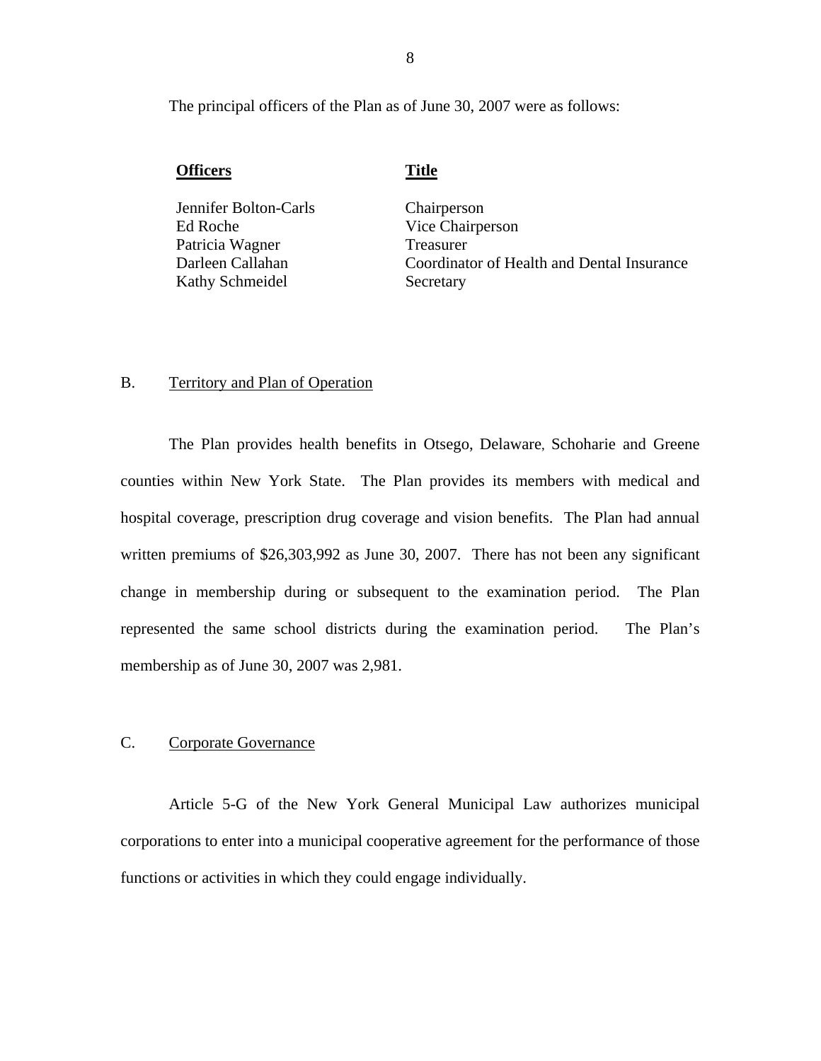The principal officers of the Plan as of June 30, 2007 were as follows:

| Officers | Title |
| --- | --- |
| Jennifer Bolton-Carls | Chairperson |
| Ed Roche | Vice Chairperson |
| Patricia Wagner | Treasurer |
| Darleen Callahan | Coordinator of Health and Dental Insurance |
| Kathy Schmeidel | Secretary |

## B. Territory and Plan of Operation

The Plan provides health benefits in Otsego, Delaware, Schoharie and Greene counties within New York State. The Plan provides its members with medical and hospital coverage, prescription drug coverage and vision benefits. The Plan had annual written premiums of $26,303,992 as June 30, 2007. There has not been any significant change in membership during or subsequent to the examination period. The Plan represented the same school districts during the examination period. The Plan's membership as of June 30, 2007 was 2,981.

## C. Corporate Governance

Article 5-G of the New York General Municipal Law authorizes municipal corporations to enter into a municipal cooperative agreement for the performance of those functions or activities in which they could engage individually.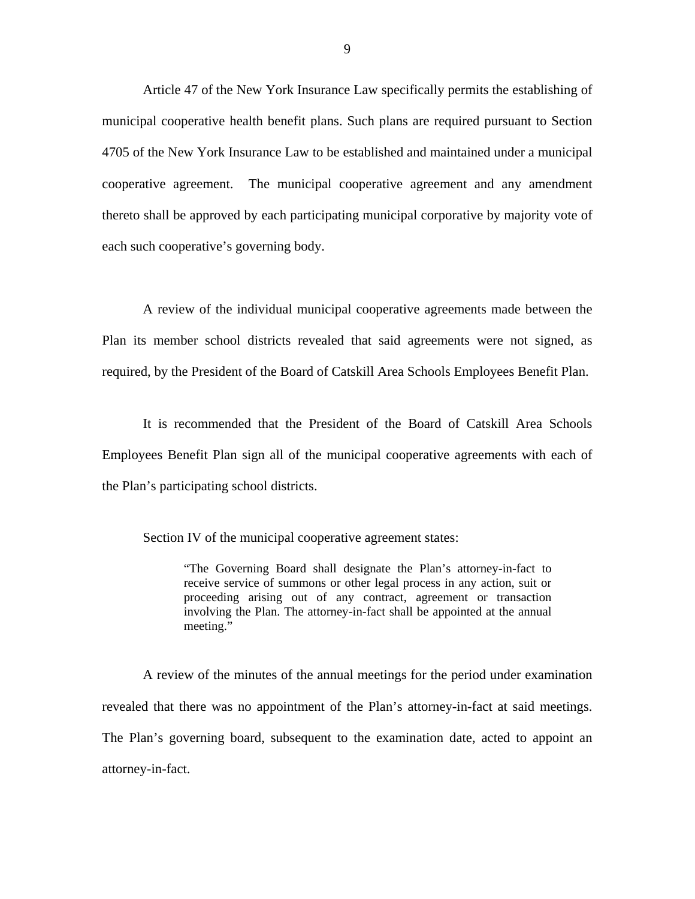Article 47 of the New York Insurance Law specifically permits the establishing of municipal cooperative health benefit plans. Such plans are required pursuant to Section 4705 of the New York Insurance Law to be established and maintained under a municipal cooperative agreement. The municipal cooperative agreement and any amendment thereto shall be approved by each participating municipal corporative by majority vote of each such cooperative's governing body.

A review of the individual municipal cooperative agreements made between the Plan its member school districts revealed that said agreements were not signed, as required, by the President of the Board of Catskill Area Schools Employees Benefit Plan.

It is recommended that the President of the Board of Catskill Area Schools Employees Benefit Plan sign all of the municipal cooperative agreements with each of the Plan's participating school districts.

Section IV of the municipal cooperative agreement states:

> "The Governing Board shall designate the Plan's attorney-in-fact to receive service of summons or other legal process in any action, suit or proceeding arising out of any contract, agreement or transaction involving the Plan. The attorney-in-fact shall be appointed at the annual meeting."

A review of the minutes of the annual meetings for the period under examination revealed that there was no appointment of the Plan's attorney-in-fact at said meetings. The Plan's governing board, subsequent to the examination date, acted to appoint an attorney-in-fact.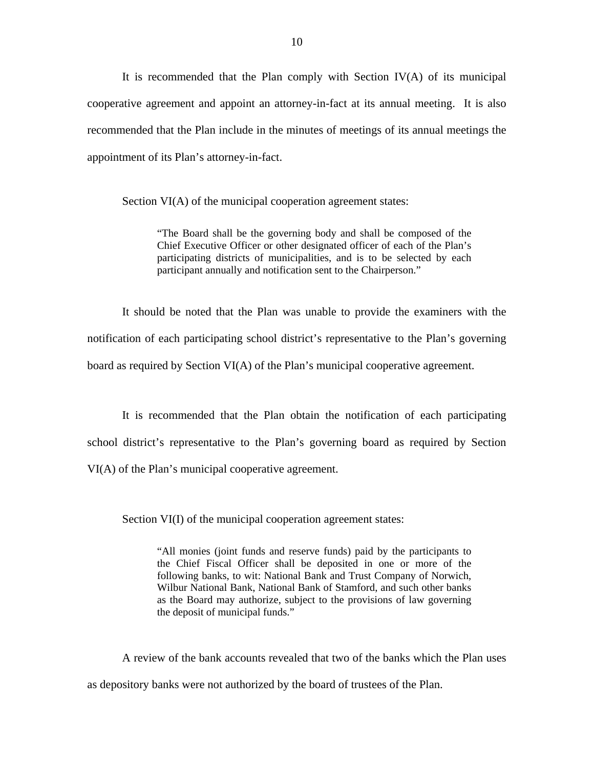It is recommended that the Plan comply with Section IV(A) of its municipal cooperative agreement and appoint an attorney-in-fact at its annual meeting. It is also recommended that the Plan include in the minutes of meetings of its annual meetings the appointment of its Plan's attorney-in-fact.

Section VI(A) of the municipal cooperation agreement states:

> "The Board shall be the governing body and shall be composed of the Chief Executive Officer or other designated officer of each of the Plan's participating districts of municipalities, and is to be selected by each participant annually and notification sent to the Chairperson."

It should be noted that the Plan was unable to provide the examiners with the notification of each participating school district's representative to the Plan's governing board as required by Section VI(A) of the Plan's municipal cooperative agreement.

It is recommended that the Plan obtain the notification of each participating school district's representative to the Plan's governing board as required by Section VI(A) of the Plan's municipal cooperative agreement.

Section VI(I) of the municipal cooperation agreement states:

> "All monies (joint funds and reserve funds) paid by the participants to the Chief Fiscal Officer shall be deposited in one or more of the following banks, to wit: National Bank and Trust Company of Norwich, Wilbur National Bank, National Bank of Stamford, and such other banks as the Board may authorize, subject to the provisions of law governing the deposit of municipal funds."

A review of the bank accounts revealed that two of the banks which the Plan uses as depository banks were not authorized by the board of trustees of the Plan.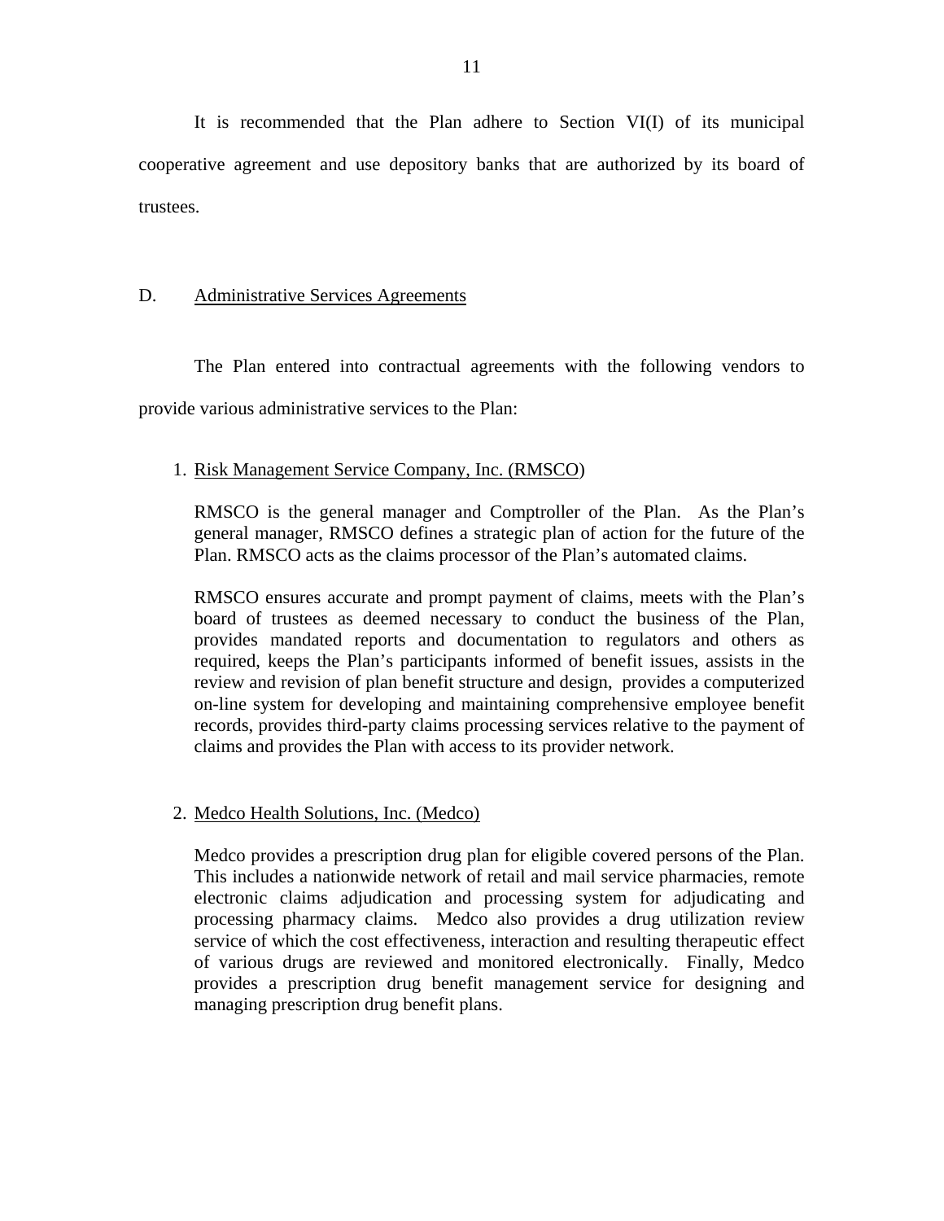It is recommended that the Plan adhere to Section VI(I) of its municipal cooperative agreement and use depository banks that are authorized by its board of trustees.

## D. Administrative Services Agreements

The Plan entered into contractual agreements with the following vendors to provide various administrative services to the Plan:

1. Risk Management Service Company, Inc. (RMSCO)

   RMSCO is the general manager and Comptroller of the Plan. As the Plan's general manager, RMSCO defines a strategic plan of action for the future of the Plan. RMSCO acts as the claims processor of the Plan's automated claims.

   RMSCO ensures accurate and prompt payment of claims, meets with the Plan's board of trustees as deemed necessary to conduct the business of the Plan, provides mandated reports and documentation to regulators and others as required, keeps the Plan's participants informed of benefit issues, assists in the review and revision of plan benefit structure and design, provides a computerized on-line system for developing and maintaining comprehensive employee benefit records, provides third-party claims processing services relative to the payment of claims and provides the Plan with access to its provider network.

2. Medco Health Solutions, Inc. (Medco)

   Medco provides a prescription drug plan for eligible covered persons of the Plan. This includes a nationwide network of retail and mail service pharmacies, remote electronic claims adjudication and processing system for adjudicating and processing pharmacy claims. Medco also provides a drug utilization review service of which the cost effectiveness, interaction and resulting therapeutic effect of various drugs are reviewed and monitored electronically. Finally, Medco provides a prescription drug benefit management service for designing and managing prescription drug benefit plans.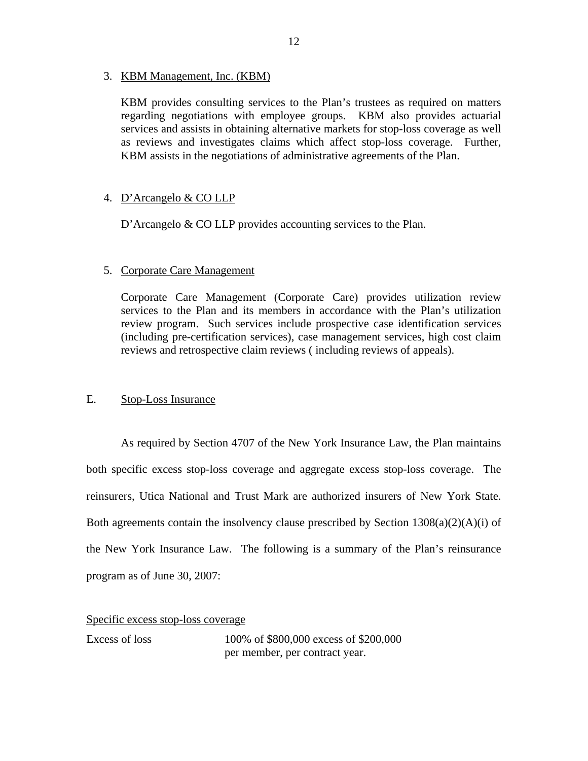3. KBM Management, Inc. (KBM)

   KBM provides consulting services to the Plan's trustees as required on matters regarding negotiations with employee groups. KBM also provides actuarial services and assists in obtaining alternative markets for stop-loss coverage as well as reviews and investigates claims which affect stop-loss coverage. Further, KBM assists in the negotiations of administrative agreements of the Plan.

4. D'Arcangelo & CO LLP

   D'Arcangelo & CO LLP provides accounting services to the Plan.

5. Corporate Care Management

   Corporate Care Management (Corporate Care) provides utilization review services to the Plan and its members in accordance with the Plan's utilization review program. Such services include prospective case identification services (including pre-certification services), case management services, high cost claim reviews and retrospective claim reviews ( including reviews of appeals).

## E. Stop-Loss Insurance

As required by Section 4707 of the New York Insurance Law, the Plan maintains both specific excess stop-loss coverage and aggregate excess stop-loss coverage. The reinsurers, Utica National and Trust Mark are authorized insurers of New York State. Both agreements contain the insolvency clause prescribed by Section 1308(a)(2)(A)(i) of the New York Insurance Law. The following is a summary of the Plan's reinsurance program as of June 30, 2007:

Specific excess stop-loss coverage

| | |
|---|---|
| Excess of loss | 100% of $800,000 excess of $200,000 per member, per contract year. |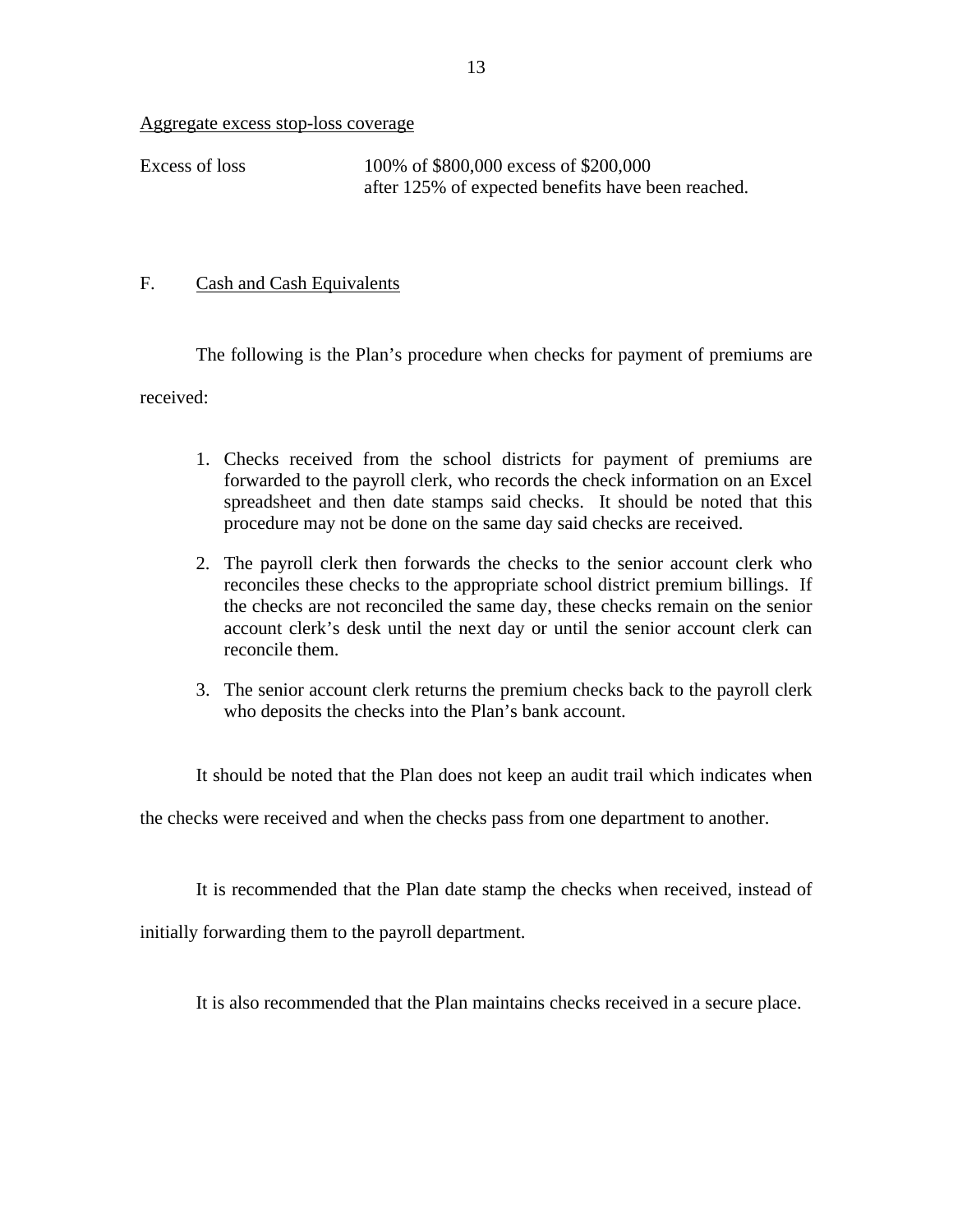Aggregate excess stop-loss coverage

| | |
|---|---|
| Excess of loss | 100% of $800,000 excess of $200,000 after 125% of expected benefits have been reached. |

## F. Cash and Cash Equivalents

The following is the Plan's procedure when checks for payment of premiums are received:

1. Checks received from the school districts for payment of premiums are forwarded to the payroll clerk, who records the check information on an Excel spreadsheet and then date stamps said checks. It should be noted that this procedure may not be done on the same day said checks are received.

2. The payroll clerk then forwards the checks to the senior account clerk who reconciles these checks to the appropriate school district premium billings. If the checks are not reconciled the same day, these checks remain on the senior account clerk's desk until the next day or until the senior account clerk can reconcile them.

3. The senior account clerk returns the premium checks back to the payroll clerk who deposits the checks into the Plan's bank account.

It should be noted that the Plan does not keep an audit trail which indicates when the checks were received and when the checks pass from one department to another.

It is recommended that the Plan date stamp the checks when received, instead of initially forwarding them to the payroll department.

It is also recommended that the Plan maintains checks received in a secure place.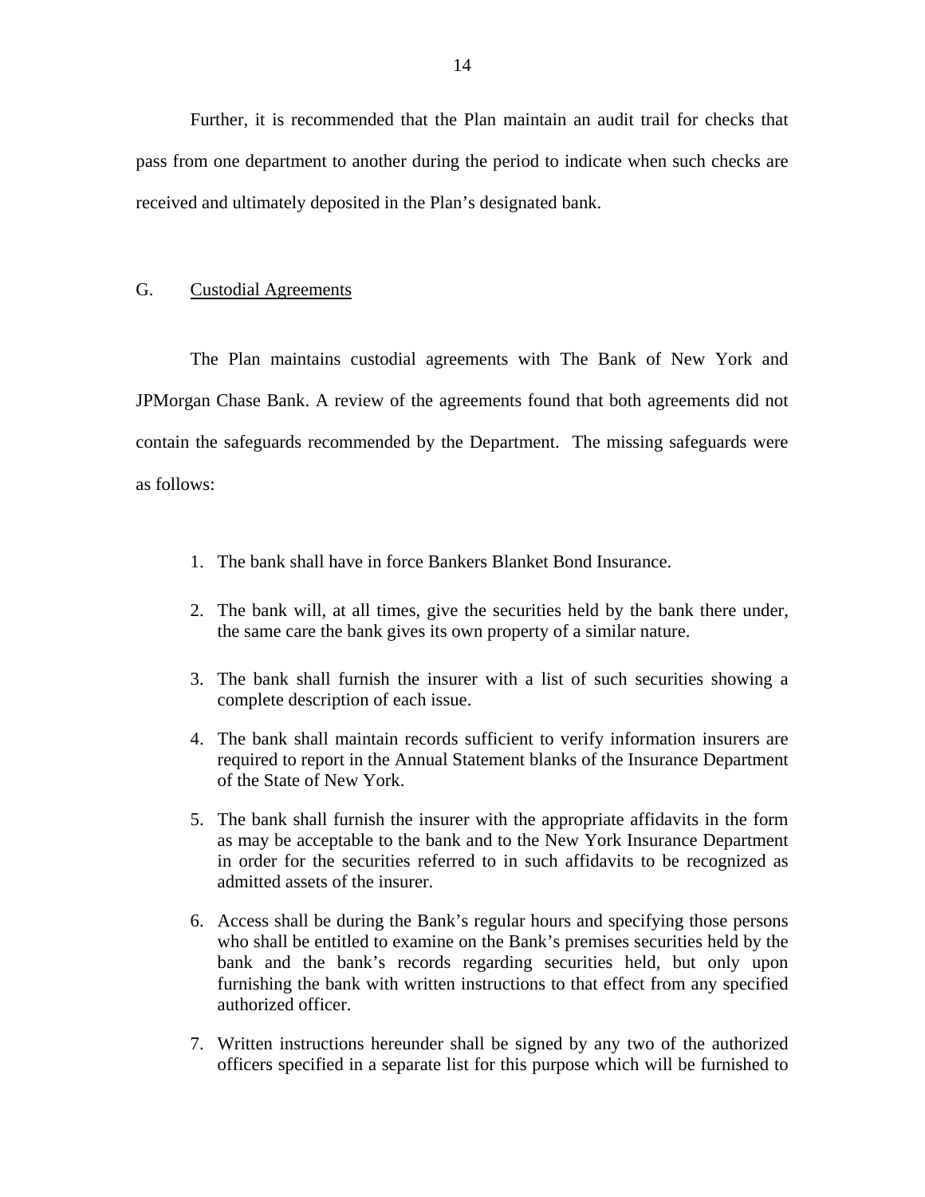Further, it is recommended that the Plan maintain an audit trail for checks that pass from one department to another during the period to indicate when such checks are received and ultimately deposited in the Plan's designated bank.

## G. Custodial Agreements

The Plan maintains custodial agreements with The Bank of New York and JPMorgan Chase Bank. A review of the agreements found that both agreements did not contain the safeguards recommended by the Department. The missing safeguards were as follows:

1. The bank shall have in force Bankers Blanket Bond Insurance.
2. The bank will, at all times, give the securities held by the bank there under, the same care the bank gives its own property of a similar nature.
3. The bank shall furnish the insurer with a list of such securities showing a complete description of each issue.
4. The bank shall maintain records sufficient to verify information insurers are required to report in the Annual Statement blanks of the Insurance Department of the State of New York.
5. The bank shall furnish the insurer with the appropriate affidavits in the form as may be acceptable to the bank and to the New York Insurance Department in order for the securities referred to in such affidavits to be recognized as admitted assets of the insurer.
6. Access shall be during the Bank's regular hours and specifying those persons who shall be entitled to examine on the Bank's premises securities held by the bank and the bank's records regarding securities held, but only upon furnishing the bank with written instructions to that effect from any specified authorized officer.
7. Written instructions hereunder shall be signed by any two of the authorized officers specified in a separate list for this purpose which will be furnished to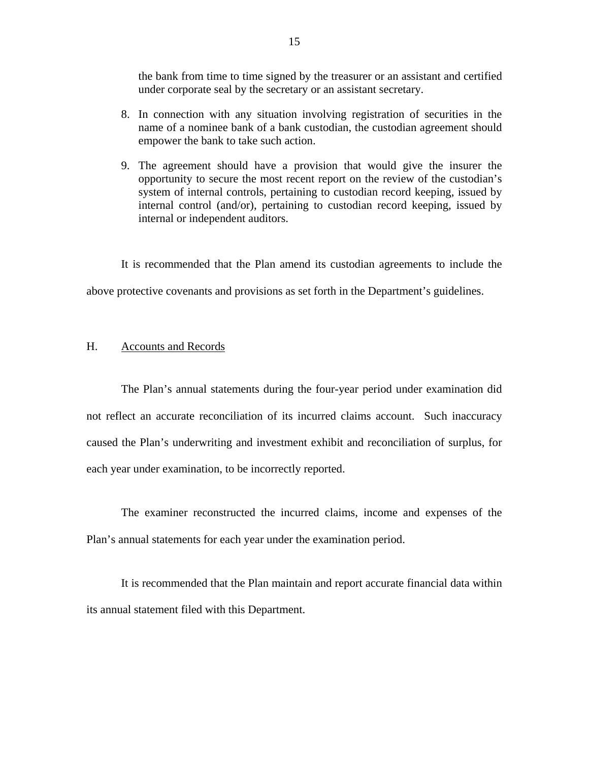the bank from time to time signed by the treasurer or an assistant and certified under corporate seal by the secretary or an assistant secretary.

8. In connection with any situation involving registration of securities in the name of a nominee bank of a bank custodian, the custodian agreement should empower the bank to take such action.
9. The agreement should have a provision that would give the insurer the opportunity to secure the most recent report on the review of the custodian's system of internal controls, pertaining to custodian record keeping, issued by internal control (and/or), pertaining to custodian record keeping, issued by internal or independent auditors.

It is recommended that the Plan amend its custodian agreements to include the above protective covenants and provisions as set forth in the Department's guidelines.

## H. Accounts and Records

The Plan's annual statements during the four-year period under examination did not reflect an accurate reconciliation of its incurred claims account. Such inaccuracy caused the Plan's underwriting and investment exhibit and reconciliation of surplus, for each year under examination, to be incorrectly reported.

The examiner reconstructed the incurred claims, income and expenses of the Plan's annual statements for each year under the examination period.

It is recommended that the Plan maintain and report accurate financial data within its annual statement filed with this Department.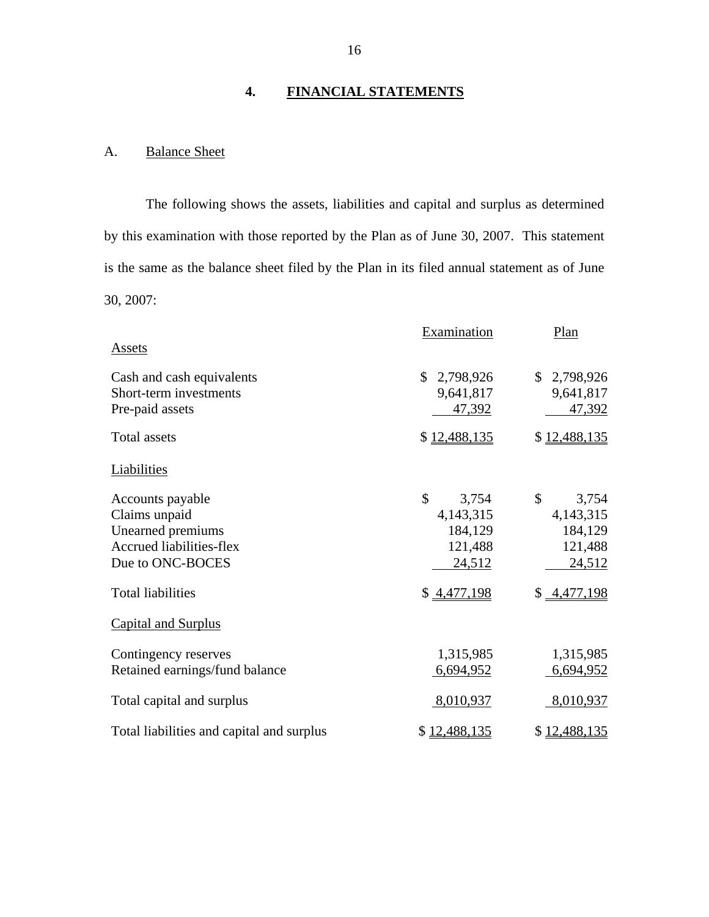## 4. FINANCIAL STATEMENTS

### A. Balance Sheet

The following shows the assets, liabilities and capital and surplus as determined by this examination with those reported by the Plan as of June 30, 2007. This statement is the same as the balance sheet filed by the Plan in its filed annual statement as of June 30, 2007:

| | Examination | Plan |
|---|---|---|
| **Assets** | | |
| Cash and cash equivalents | $ 2,798,926 | $ 2,798,926 |
| Short-term investments | 9,641,817 | 9,641,817 |
| Pre-paid assets | 47,392 | 47,392 |
| Total assets | $ 12,488,135 | $ 12,488,135 |
| **Liabilities** | | |
| Accounts payable | $ 3,754 | $ 3,754 |
| Claims unpaid | 4,143,315 | 4,143,315 |
| Unearned premiums | 184,129 | 184,129 |
| Accrued liabilities-flex | 121,488 | 121,488 |
| Due to ONC-BOCES | 24,512 | 24,512 |
| Total liabilities | $ 4,477,198 | $ 4,477,198 |
| **Capital and Surplus** | | |
| Contingency reserves | 1,315,985 | 1,315,985 |
| Retained earnings/fund balance | 6,694,952 | 6,694,952 |
| Total capital and surplus | 8,010,937 | 8,010,937 |
| Total liabilities and capital and surplus | $ 12,488,135 | $ 12,488,135 |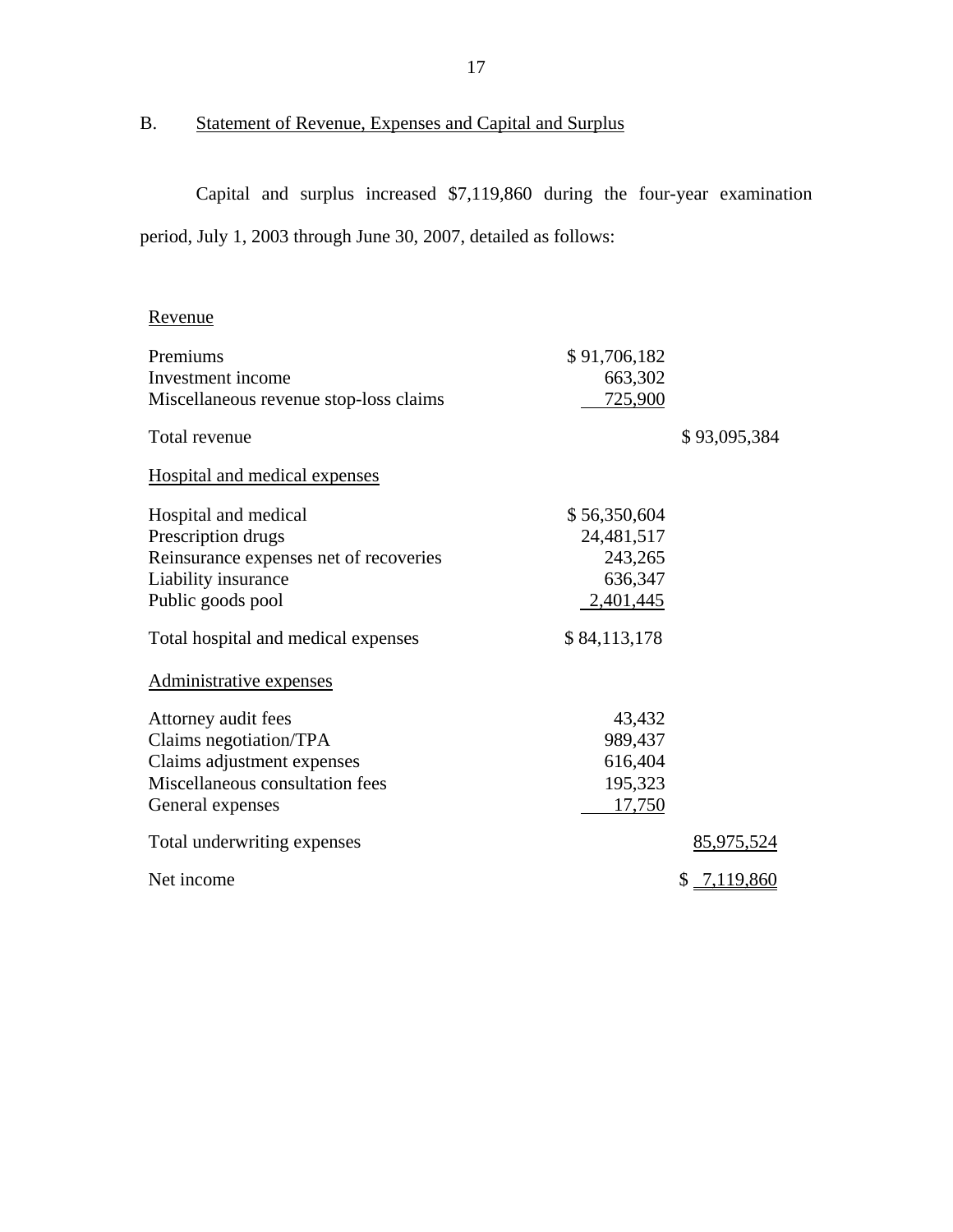B. Statement of Revenue, Expenses and Capital and Surplus

Capital and surplus increased $7,119,860 during the four-year examination period, July 1, 2003 through June 30, 2007, detailed as follows:

| | | |
|---|---|---|
| Revenue | | |
| Premiums | $ 91,706,182 | |
| Investment income | 663,302 | |
| Miscellaneous revenue stop-loss claims | 725,900 | |
| Total revenue | | $ 93,095,384 |
| Hospital and medical expenses | | |
| Hospital and medical | $ 56,350,604 | |
| Prescription drugs | 24,481,517 | |
| Reinsurance expenses net of recoveries | 243,265 | |
| Liability insurance | 636,347 | |
| Public goods pool | 2,401,445 | |
| Total hospital and medical expenses | $ 84,113,178 | |
| Administrative expenses | | |
| Attorney audit fees | 43,432 | |
| Claims negotiation/TPA | 989,437 | |
| Claims adjustment expenses | 616,404 | |
| Miscellaneous consultation fees | 195,323 | |
| General expenses | 17,750 | |
| Total underwriting expenses | | 85,975,524 |
| Net income | | $ 7,119,860 |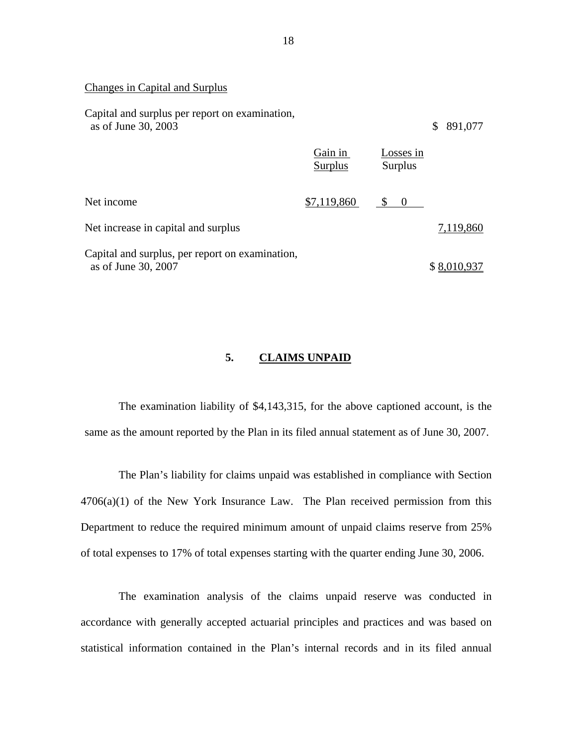Changes in Capital and Surplus

| | Gain in Surplus | Losses in Surplus | |
|---|---|---|---|
| Capital and surplus per report on examination, as of June 30, 2003 | | | $ 891,077 |
| Net income | $7,119,860 | $ 0 | |
| Net increase in capital and surplus | | | 7,119,860 |
| Capital and surplus, per report on examination, as of June 30, 2007 | | | $ 8,010,937 |

## 5. CLAIMS UNPAID

The examination liability of $4,143,315, for the above captioned account, is the same as the amount reported by the Plan in its filed annual statement as of June 30, 2007.

The Plan's liability for claims unpaid was established in compliance with Section 4706(a)(1) of the New York Insurance Law. The Plan received permission from this Department to reduce the required minimum amount of unpaid claims reserve from 25% of total expenses to 17% of total expenses starting with the quarter ending June 30, 2006.

The examination analysis of the claims unpaid reserve was conducted in accordance with generally accepted actuarial principles and practices and was based on statistical information contained in the Plan's internal records and in its filed annual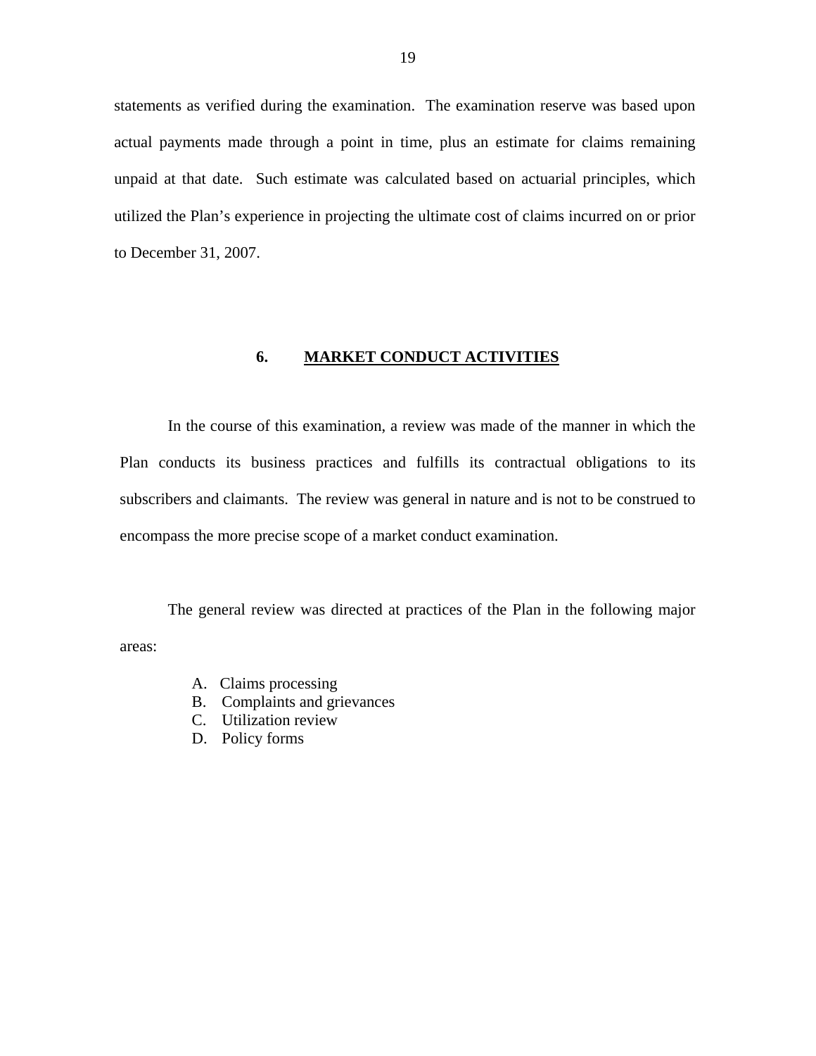statements as verified during the examination. The examination reserve was based upon actual payments made through a point in time, plus an estimate for claims remaining unpaid at that date. Such estimate was calculated based on actuarial principles, which utilized the Plan's experience in projecting the ultimate cost of claims incurred on or prior to December 31, 2007.

## 6. MARKET CONDUCT ACTIVITIES

In the course of this examination, a review was made of the manner in which the Plan conducts its business practices and fulfills its contractual obligations to its subscribers and claimants. The review was general in nature and is not to be construed to encompass the more precise scope of a market conduct examination.

The general review was directed at practices of the Plan in the following major areas:

A. Claims processing
B. Complaints and grievances
C. Utilization review
D. Policy forms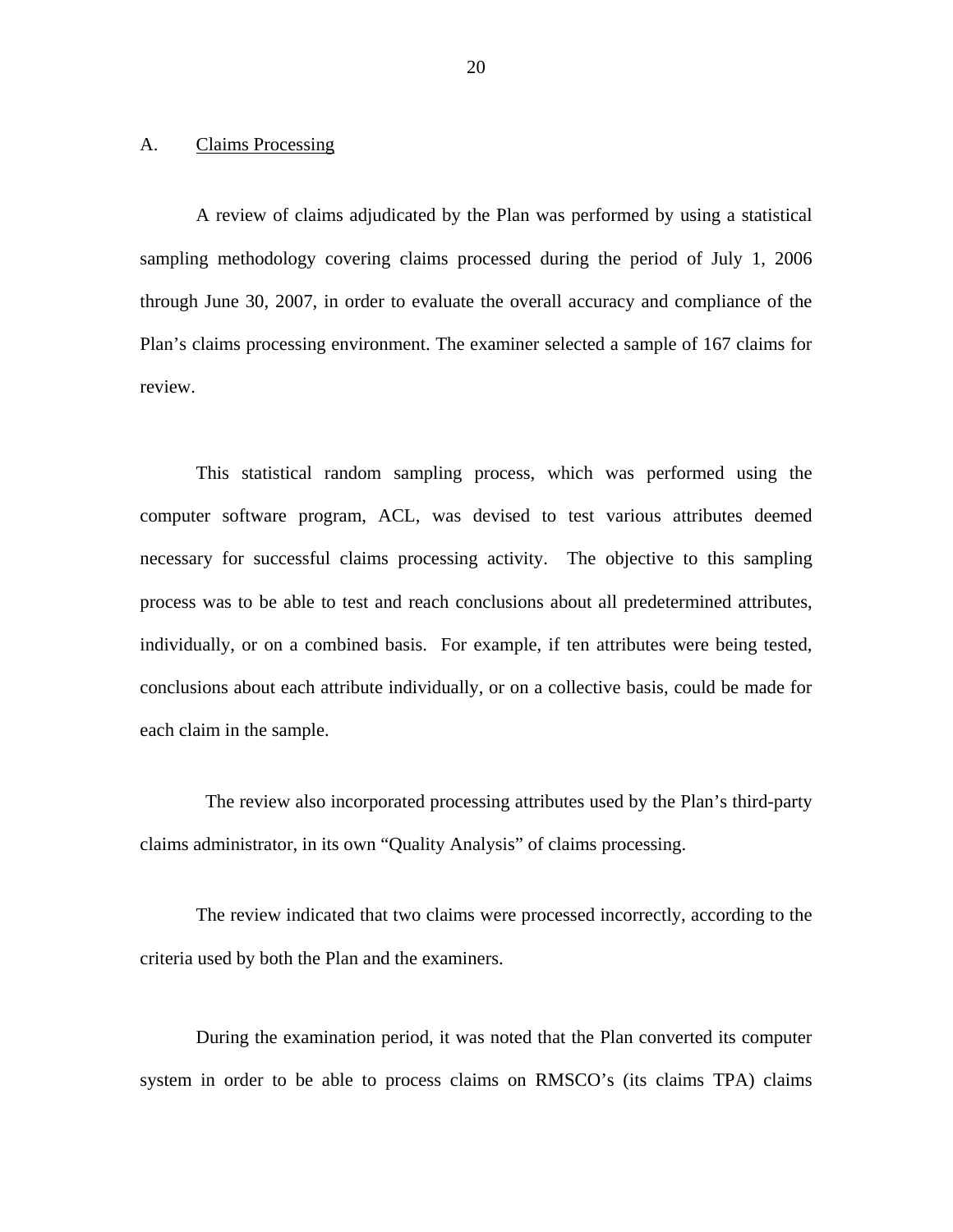## A. Claims Processing

A review of claims adjudicated by the Plan was performed by using a statistical sampling methodology covering claims processed during the period of July 1, 2006 through June 30, 2007, in order to evaluate the overall accuracy and compliance of the Plan's claims processing environment. The examiner selected a sample of 167 claims for review.

This statistical random sampling process, which was performed using the computer software program, ACL, was devised to test various attributes deemed necessary for successful claims processing activity. The objective to this sampling process was to be able to test and reach conclusions about all predetermined attributes, individually, or on a combined basis. For example, if ten attributes were being tested, conclusions about each attribute individually, or on a collective basis, could be made for each claim in the sample.

The review also incorporated processing attributes used by the Plan's third-party claims administrator, in its own "Quality Analysis" of claims processing.

The review indicated that two claims were processed incorrectly, according to the criteria used by both the Plan and the examiners.

During the examination period, it was noted that the Plan converted its computer system in order to be able to process claims on RMSCO's (its claims TPA) claims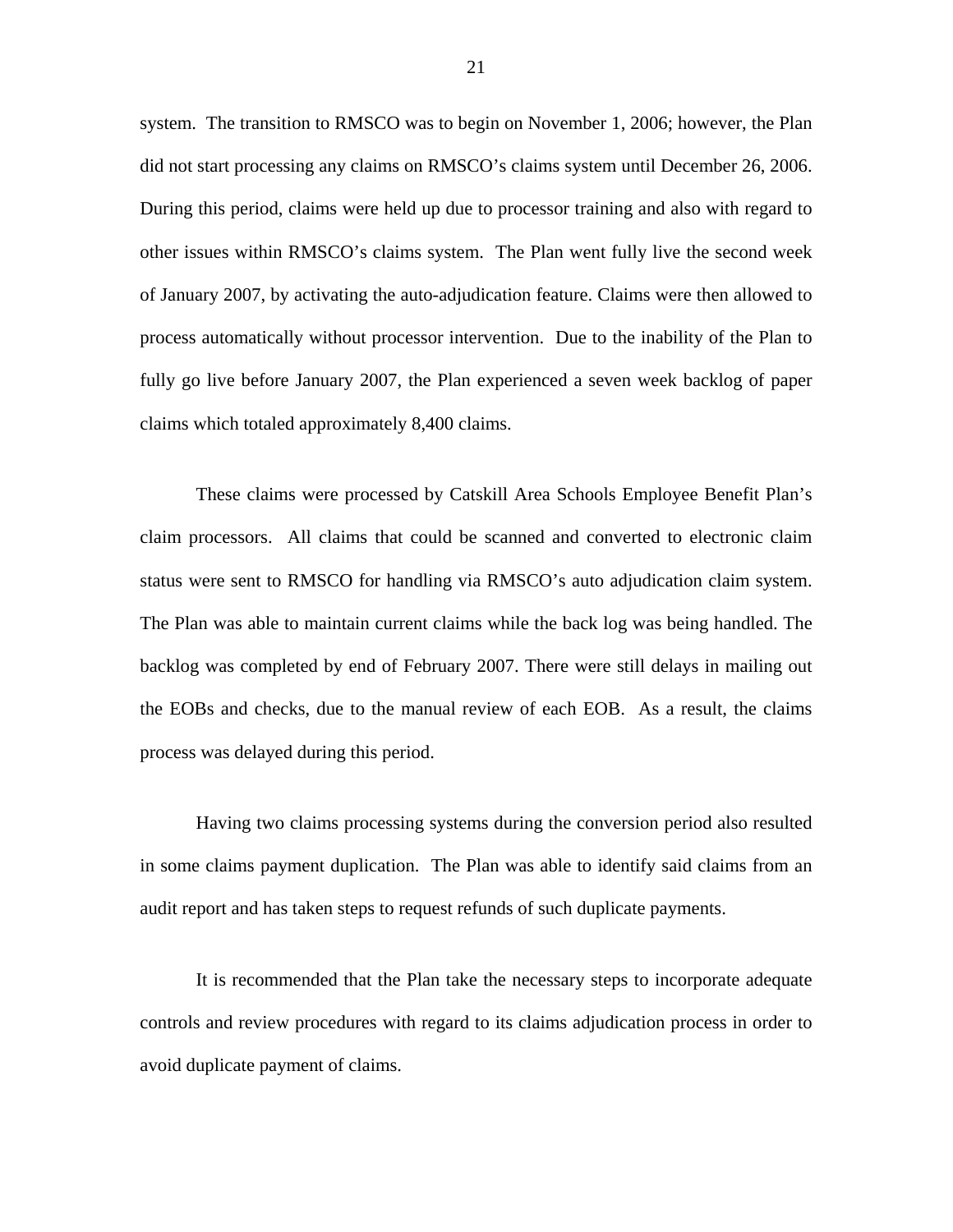system. The transition to RMSCO was to begin on November 1, 2006; however, the Plan did not start processing any claims on RMSCO's claims system until December 26, 2006. During this period, claims were held up due to processor training and also with regard to other issues within RMSCO's claims system. The Plan went fully live the second week of January 2007, by activating the auto-adjudication feature. Claims were then allowed to process automatically without processor intervention. Due to the inability of the Plan to fully go live before January 2007, the Plan experienced a seven week backlog of paper claims which totaled approximately 8,400 claims.

These claims were processed by Catskill Area Schools Employee Benefit Plan's claim processors. All claims that could be scanned and converted to electronic claim status were sent to RMSCO for handling via RMSCO's auto adjudication claim system. The Plan was able to maintain current claims while the back log was being handled. The backlog was completed by end of February 2007. There were still delays in mailing out the EOBs and checks, due to the manual review of each EOB. As a result, the claims process was delayed during this period.

Having two claims processing systems during the conversion period also resulted in some claims payment duplication. The Plan was able to identify said claims from an audit report and has taken steps to request refunds of such duplicate payments.

It is recommended that the Plan take the necessary steps to incorporate adequate controls and review procedures with regard to its claims adjudication process in order to avoid duplicate payment of claims.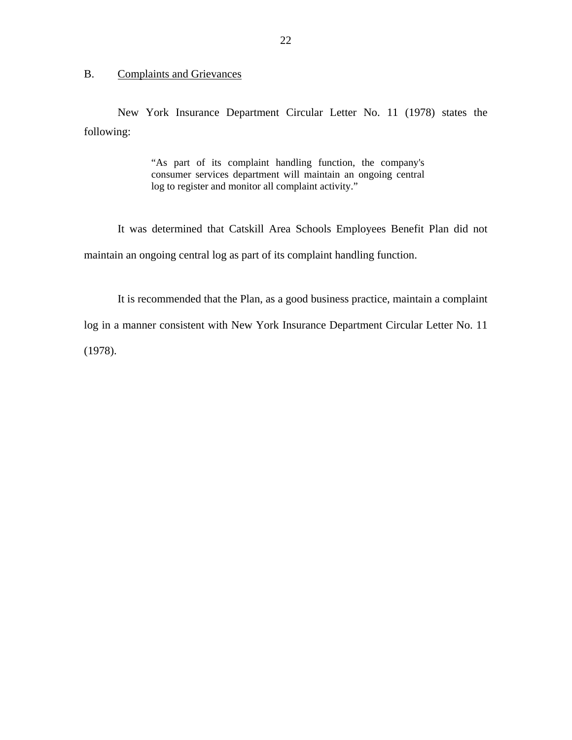## B. Complaints and Grievances

New York Insurance Department Circular Letter No. 11 (1978) states the following:

> "As part of its complaint handling function, the company's consumer services department will maintain an ongoing central log to register and monitor all complaint activity."

It was determined that Catskill Area Schools Employees Benefit Plan did not maintain an ongoing central log as part of its complaint handling function.

It is recommended that the Plan, as a good business practice, maintain a complaint log in a manner consistent with New York Insurance Department Circular Letter No. 11 (1978).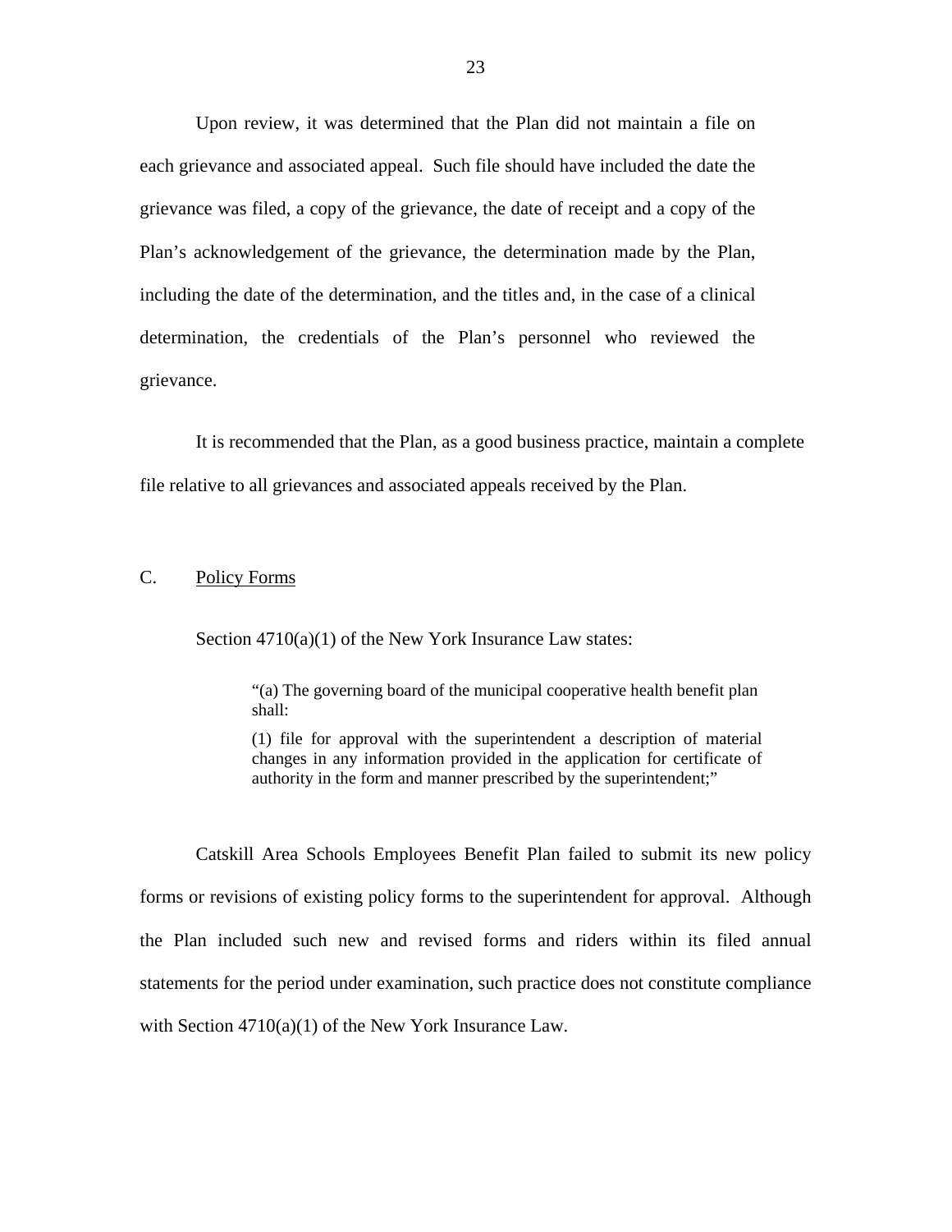Upon review, it was determined that the Plan did not maintain a file on each grievance and associated appeal. Such file should have included the date the grievance was filed, a copy of the grievance, the date of receipt and a copy of the Plan's acknowledgement of the grievance, the determination made by the Plan, including the date of the determination, and the titles and, in the case of a clinical determination, the credentials of the Plan's personnel who reviewed the grievance.

It is recommended that the Plan, as a good business practice, maintain a complete file relative to all grievances and associated appeals received by the Plan.

C. Policy Forms

Section 4710(a)(1) of the New York Insurance Law states:

> "(a) The governing board of the municipal cooperative health benefit plan shall:
>
> (1) file for approval with the superintendent a description of material changes in any information provided in the application for certificate of authority in the form and manner prescribed by the superintendent;"

Catskill Area Schools Employees Benefit Plan failed to submit its new policy forms or revisions of existing policy forms to the superintendent for approval. Although the Plan included such new and revised forms and riders within its filed annual statements for the period under examination, such practice does not constitute compliance with Section 4710(a)(1) of the New York Insurance Law.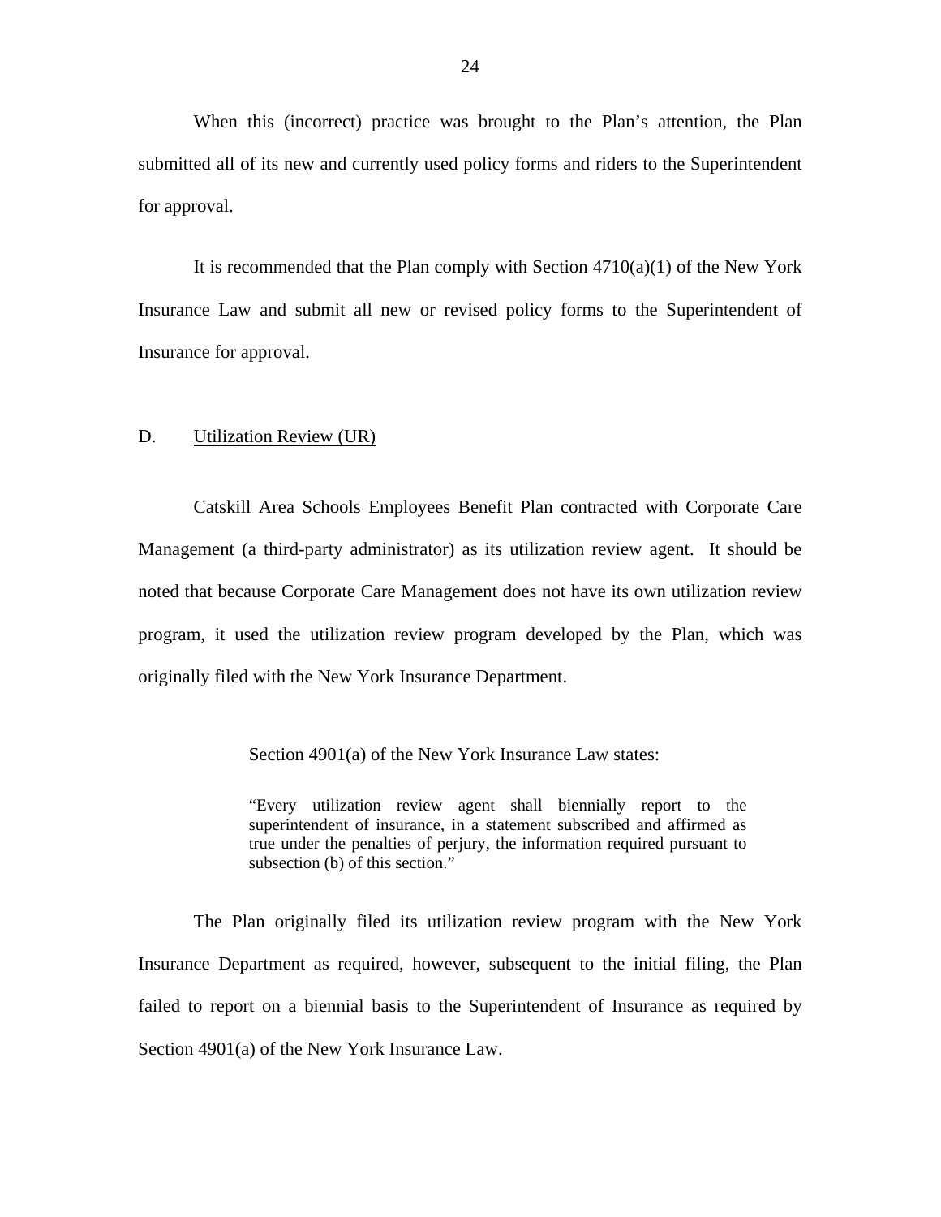When this (incorrect) practice was brought to the Plan's attention, the Plan submitted all of its new and currently used policy forms and riders to the Superintendent for approval.

It is recommended that the Plan comply with Section 4710(a)(1) of the New York Insurance Law and submit all new or revised policy forms to the Superintendent of Insurance for approval.

## D. Utilization Review (UR)

Catskill Area Schools Employees Benefit Plan contracted with Corporate Care Management (a third-party administrator) as its utilization review agent. It should be noted that because Corporate Care Management does not have its own utilization review program, it used the utilization review program developed by the Plan, which was originally filed with the New York Insurance Department.

> Section 4901(a) of the New York Insurance Law states:
>
> "Every utilization review agent shall biennially report to the superintendent of insurance, in a statement subscribed and affirmed as true under the penalties of perjury, the information required pursuant to subsection (b) of this section."

The Plan originally filed its utilization review program with the New York Insurance Department as required, however, subsequent to the initial filing, the Plan failed to report on a biennial basis to the Superintendent of Insurance as required by Section 4901(a) of the New York Insurance Law.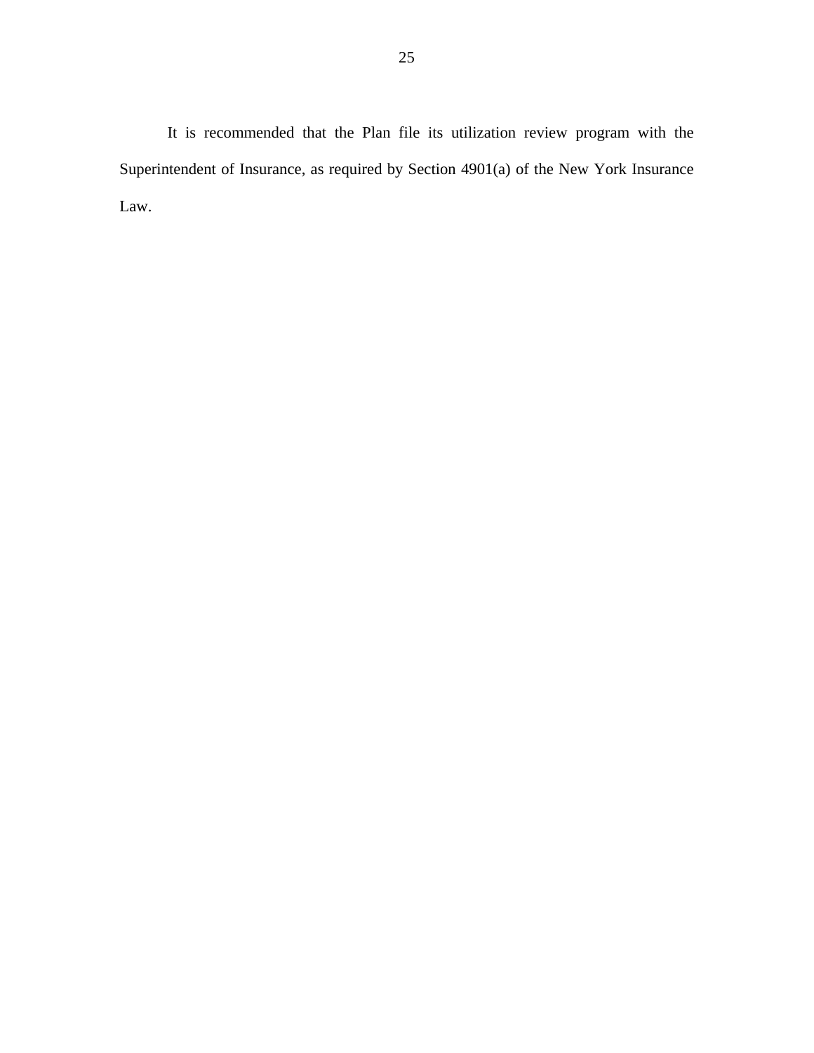It is recommended that the Plan file its utilization review program with the Superintendent of Insurance, as required by Section 4901(a) of the New York Insurance Law.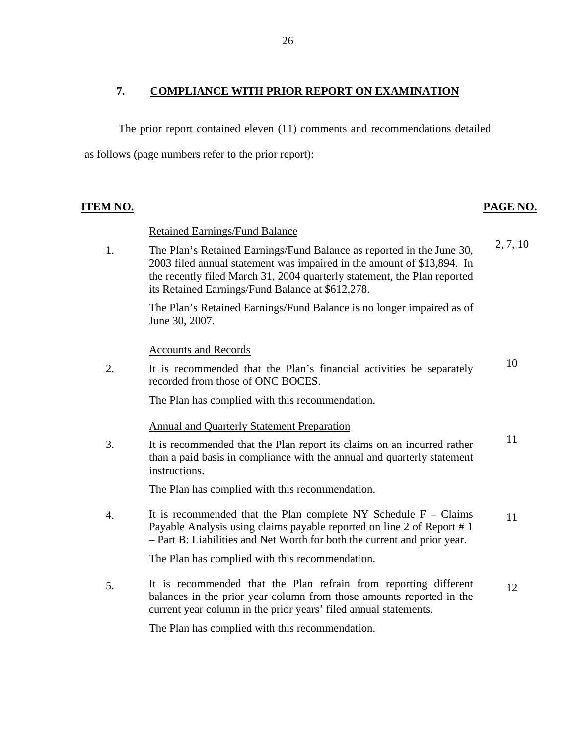## 7. COMPLIANCE WITH PRIOR REPORT ON EXAMINATION

The prior report contained eleven (11) comments and recommendations detailed as follows (page numbers refer to the prior report):

| ITEM NO. | | PAGE NO. |
|---|---|---|
| | Retained Earnings/Fund Balance | |
| 1. | The Plan's Retained Earnings/Fund Balance as reported in the June 30, 2003 filed annual statement was impaired in the amount of $13,894. In the recently filed March 31, 2004 quarterly statement, the Plan reported its Retained Earnings/Fund Balance at $612,278.<br><br>The Plan's Retained Earnings/Fund Balance is no longer impaired as of June 30, 2007. | 2, 7, 10 |
| | Accounts and Records | |
| 2. | It is recommended that the Plan's financial activities be separately recorded from those of ONC BOCES.<br><br>The Plan has complied with this recommendation. | 10 |
| | Annual and Quarterly Statement Preparation | |
| 3. | It is recommended that the Plan report its claims on an incurred rather than a paid basis in compliance with the annual and quarterly statement instructions.<br><br>The Plan has complied with this recommendation. | 11 |
| 4. | It is recommended that the Plan complete NY Schedule F – Claims Payable Analysis using claims payable reported on line 2 of Report # 1 – Part B: Liabilities and Net Worth for both the current and prior year.<br><br>The Plan has complied with this recommendation. | 11 |
| 5. | It is recommended that the Plan refrain from reporting different balances in the prior year column from those amounts reported in the current year column in the prior years' filed annual statements.<br><br>The Plan has complied with this recommendation. | 12 |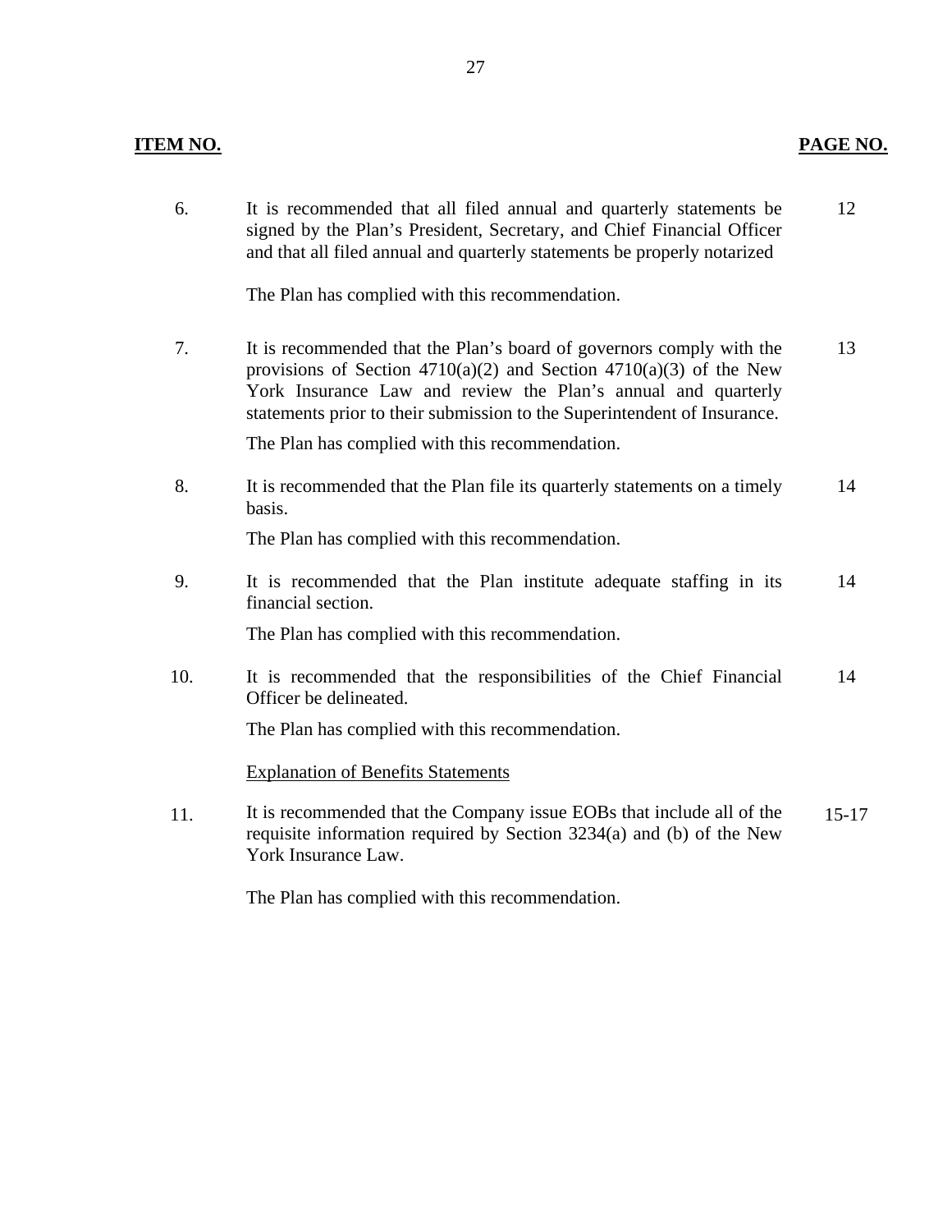| **ITEM NO.** | | **PAGE NO.** |
|---|---|---|
| 6. | It is recommended that all filed annual and quarterly statements be signed by the Plan's President, Secretary, and Chief Financial Officer and that all filed annual and quarterly statements be properly notarized<br><br>The Plan has complied with this recommendation. | 12 |
| 7. | It is recommended that the Plan's board of governors comply with the provisions of Section 4710(a)(2) and Section 4710(a)(3) of the New York Insurance Law and review the Plan's annual and quarterly statements prior to their submission to the Superintendent of Insurance.<br><br>The Plan has complied with this recommendation. | 13 |
| 8. | It is recommended that the Plan file its quarterly statements on a timely basis.<br><br>The Plan has complied with this recommendation. | 14 |
| 9. | It is recommended that the Plan institute adequate staffing in its financial section.<br><br>The Plan has complied with this recommendation. | 14 |
| 10. | It is recommended that the responsibilities of the Chief Financial Officer be delineated.<br><br>The Plan has complied with this recommendation. | 14 |
| | <u>Explanation of Benefits Statements</u> | |
| 11. | It is recommended that the Company issue EOBs that include all of the requisite information required by Section 3234(a) and (b) of the New York Insurance Law.<br><br>The Plan has complied with this recommendation. | 15-17 |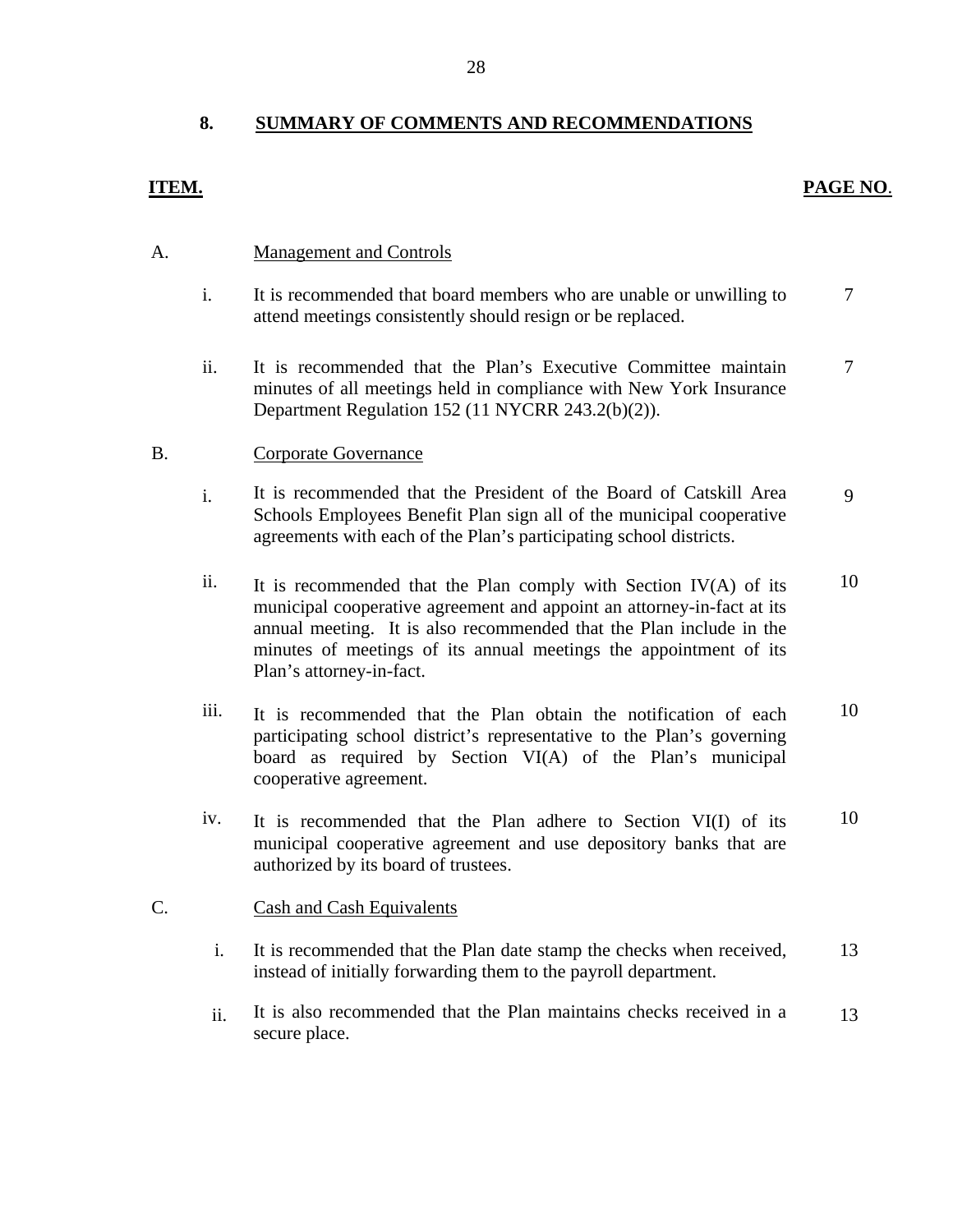## 8. SUMMARY OF COMMENTS AND RECOMMENDATIONS

| ITEM. | | | PAGE NO. |
|---|---|---|---|
| A. | | Management and Controls | |
| | i. | It is recommended that board members who are unable or unwilling to attend meetings consistently should resign or be replaced. | 7 |
| | ii. | It is recommended that the Plan's Executive Committee maintain minutes of all meetings held in compliance with New York Insurance Department Regulation 152 (11 NYCRR 243.2(b)(2)). | 7 |
| B. | | Corporate Governance | |
| | i. | It is recommended that the President of the Board of Catskill Area Schools Employees Benefit Plan sign all of the municipal cooperative agreements with each of the Plan's participating school districts. | 9 |
| | ii. | It is recommended that the Plan comply with Section IV(A) of its municipal cooperative agreement and appoint an attorney-in-fact at its annual meeting. It is also recommended that the Plan include in the minutes of meetings of its annual meetings the appointment of its Plan's attorney-in-fact. | 10 |
| | iii. | It is recommended that the Plan obtain the notification of each participating school district's representative to the Plan's governing board as required by Section VI(A) of the Plan's municipal cooperative agreement. | 10 |
| | iv. | It is recommended that the Plan adhere to Section VI(I) of its municipal cooperative agreement and use depository banks that are authorized by its board of trustees. | 10 |
| C. | | Cash and Cash Equivalents | |
| | i. | It is recommended that the Plan date stamp the checks when received, instead of initially forwarding them to the payroll department. | 13 |
| | ii. | It is also recommended that the Plan maintains checks received in a secure place. | 13 |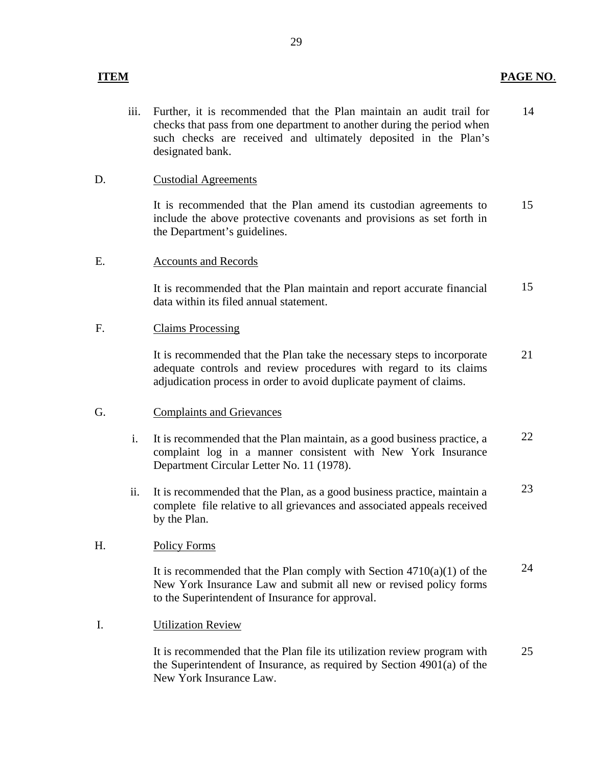| ITEM | | | PAGE NO. |
|---|---|---|---|
| | iii. | Further, it is recommended that the Plan maintain an audit trail for checks that pass from one department to another during the period when such checks are received and ultimately deposited in the Plan's designated bank. | 14 |
| D. | | Custodial Agreements | |
| | | It is recommended that the Plan amend its custodian agreements to include the above protective covenants and provisions as set forth in the Department's guidelines. | 15 |
| E. | | Accounts and Records | |
| | | It is recommended that the Plan maintain and report accurate financial data within its filed annual statement. | 15 |
| F. | | Claims Processing | |
| | | It is recommended that the Plan take the necessary steps to incorporate adequate controls and review procedures with regard to its claims adjudication process in order to avoid duplicate payment of claims. | 21 |
| G. | | Complaints and Grievances | |
| | i. | It is recommended that the Plan maintain, as a good business practice, a complaint log in a manner consistent with New York Insurance Department Circular Letter No. 11 (1978). | 22 |
| | ii. | It is recommended that the Plan, as a good business practice, maintain a complete file relative to all grievances and associated appeals received by the Plan. | 23 |
| H. | | Policy Forms | |
| | | It is recommended that the Plan comply with Section 4710(a)(1) of the New York Insurance Law and submit all new or revised policy forms to the Superintendent of Insurance for approval. | 24 |
| I. | | Utilization Review | |
| | | It is recommended that the Plan file its utilization review program with the Superintendent of Insurance, as required by Section 4901(a) of the New York Insurance Law. | 25 |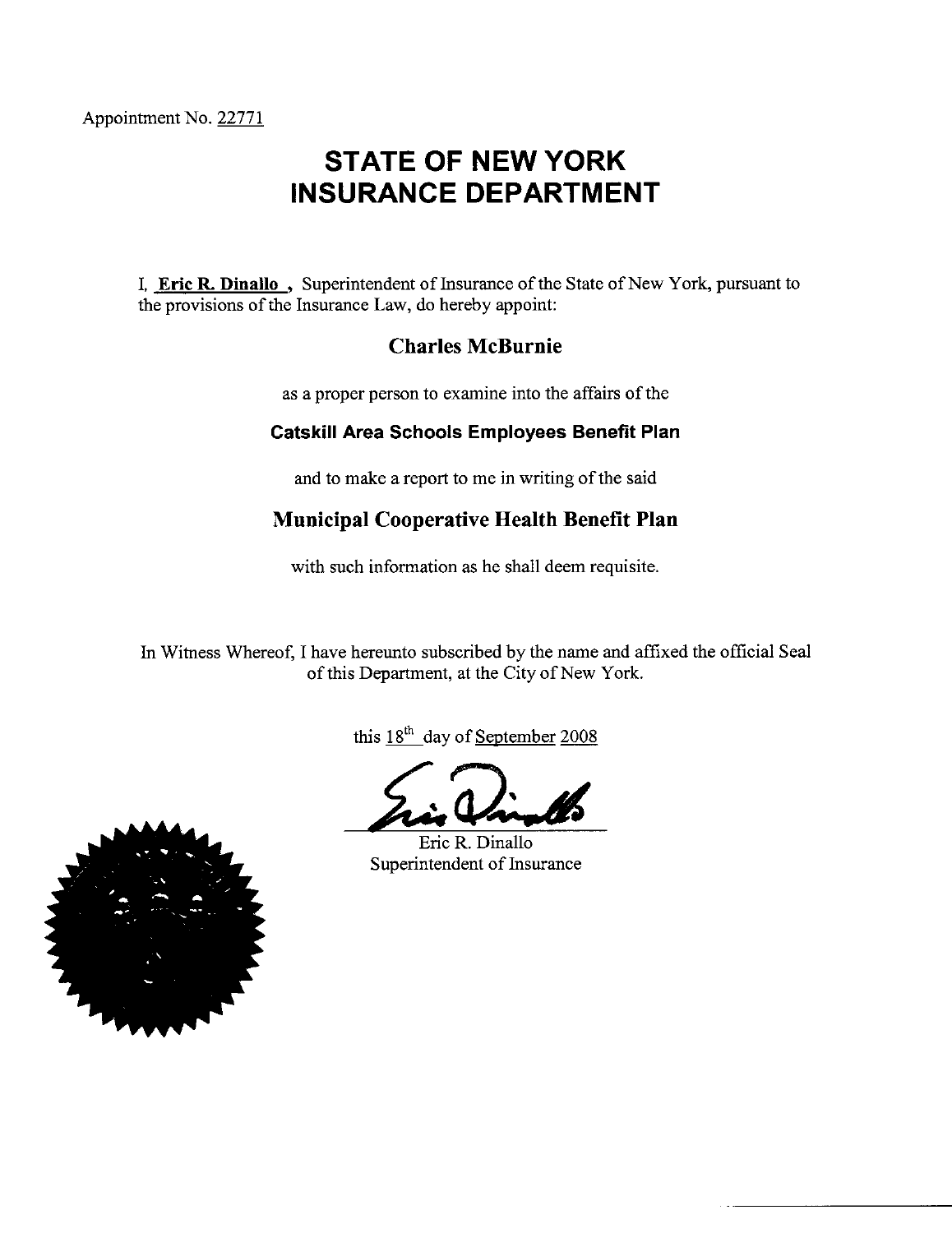Appointment No. 22771

# STATE OF NEW YORK
# INSURANCE DEPARTMENT

I, **Eric R. Dinallo** , Superintendent of Insurance of the State of New York, pursuant to the provisions of the Insurance Law, do hereby appoint:

**Charles McBurnie**

as a proper person to examine into the affairs of the

**Catskill Area Schools Employees Benefit Plan**

and to make a report to me in writing of the said

**Municipal Cooperative Health Benefit Plan**

with such information as he shall deem requisite.

In Witness Whereof, I have hereunto subscribed by the name and affixed the official Seal of this Department, at the City of New York.

this 18th day of September 2008

Eric R. Dinallo
Superintendent of Insurance